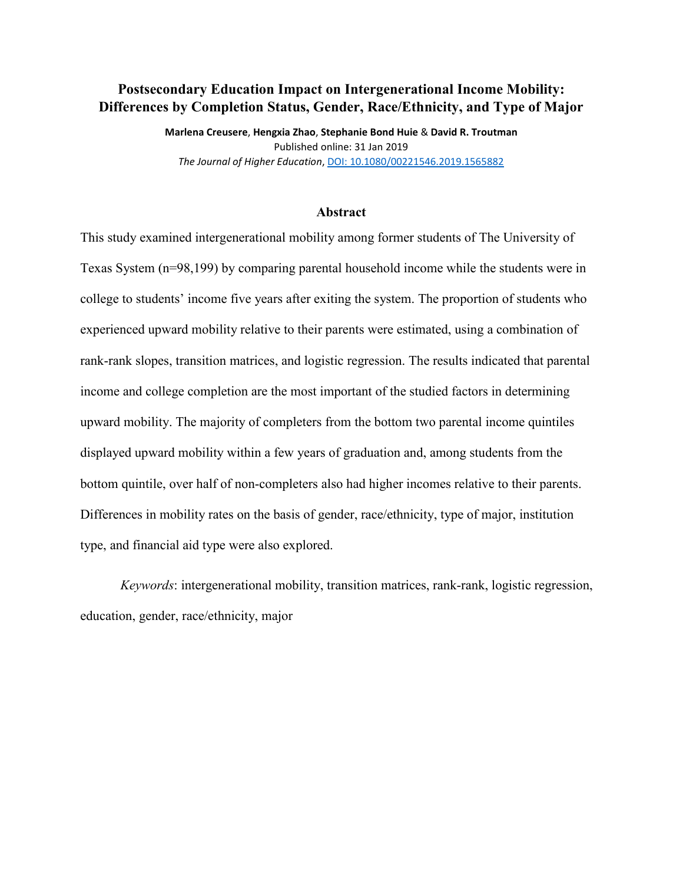# Postsecondary Education Impact on Intergenerational Income Mobility: Differences by Completion Status, Gender, Race/Ethnicity, and Type of Major

**Marlena Creusere**, **Hengxia Zhao**, **Stephanie Bond Huie** & **David R. Troutman**

Published online: 31 Jan 2019

*The Journal of Higher Education*, DOI: 10.1080/00221546.2019.1565882

## Abstract

This study examined intergenerational mobility among former students of The University of Texas System (n=98,199) by comparing parental household income while the students were in college to students' income five years after exiting the system. The proportion of students who experienced upward mobility relative to their parents were estimated, using a combination of rank-rank slopes, transition matrices, and logistic regression. The results indicated that parental income and college completion are the most important of the studied factors in determining upward mobility. The majority of completers from the bottom two parental income quintiles displayed upward mobility within a few years of graduation and, among students from the bottom quintile, over half of non-completers also had higher incomes relative to their parents. Differences in mobility rates on the basis of gender, race/ethnicity, type of major, institution type, and financial aid type were also explored.

*Keywords*: intergenerational mobility, transition matrices, rank-rank, logistic regression, education, gender, race/ethnicity, major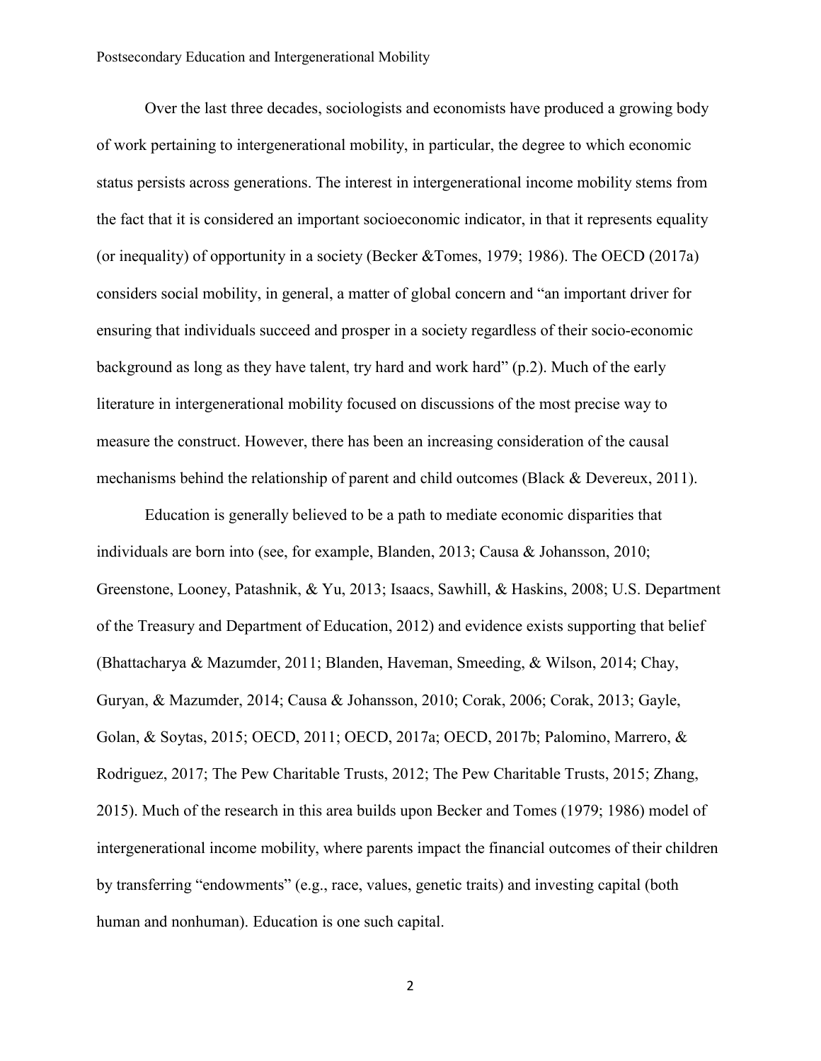Over the last three decades, sociologists and economists have produced a growing body of work pertaining to intergenerational mobility, in particular, the degree to which economic status persists across generations. The interest in intergenerational income mobility stems from the fact that it is considered an important socioeconomic indicator, in that it represents equality (or inequality) of opportunity in a society (Becker &Tomes, 1979; 1986). The OECD (2017a) considers social mobility, in general, a matter of global concern and "an important driver for ensuring that individuals succeed and prosper in a society regardless of their socio-economic background as long as they have talent, try hard and work hard" (p.2). Much of the early literature in intergenerational mobility focused on discussions of the most precise way to measure the construct. However, there has been an increasing consideration of the causal mechanisms behind the relationship of parent and child outcomes (Black & Devereux, 2011).

Education is generally believed to be a path to mediate economic disparities that individuals are born into (see, for example, Blanden, 2013; Causa & Johansson, 2010; Greenstone, Looney, Patashnik, & Yu, 2013; Isaacs, Sawhill, & Haskins, 2008; U.S. Department of the Treasury and Department of Education, 2012) and evidence exists supporting that belief (Bhattacharya & Mazumder, 2011; Blanden, Haveman, Smeeding, & Wilson, 2014; Chay, Guryan, & Mazumder, 2014; Causa & Johansson, 2010; Corak, 2006; Corak, 2013; Gayle, Golan, & Soytas, 2015; OECD, 2011; OECD, 2017a; OECD, 2017b; Palomino, Marrero, & Rodriguez, 2017; The Pew Charitable Trusts, 2012; The Pew Charitable Trusts, 2015; Zhang, 2015). Much of the research in this area builds upon Becker and Tomes (1979; 1986) model of intergenerational income mobility, where parents impact the financial outcomes of their children by transferring "endowments" (e.g., race, values, genetic traits) and investing capital (both human and nonhuman). Education is one such capital.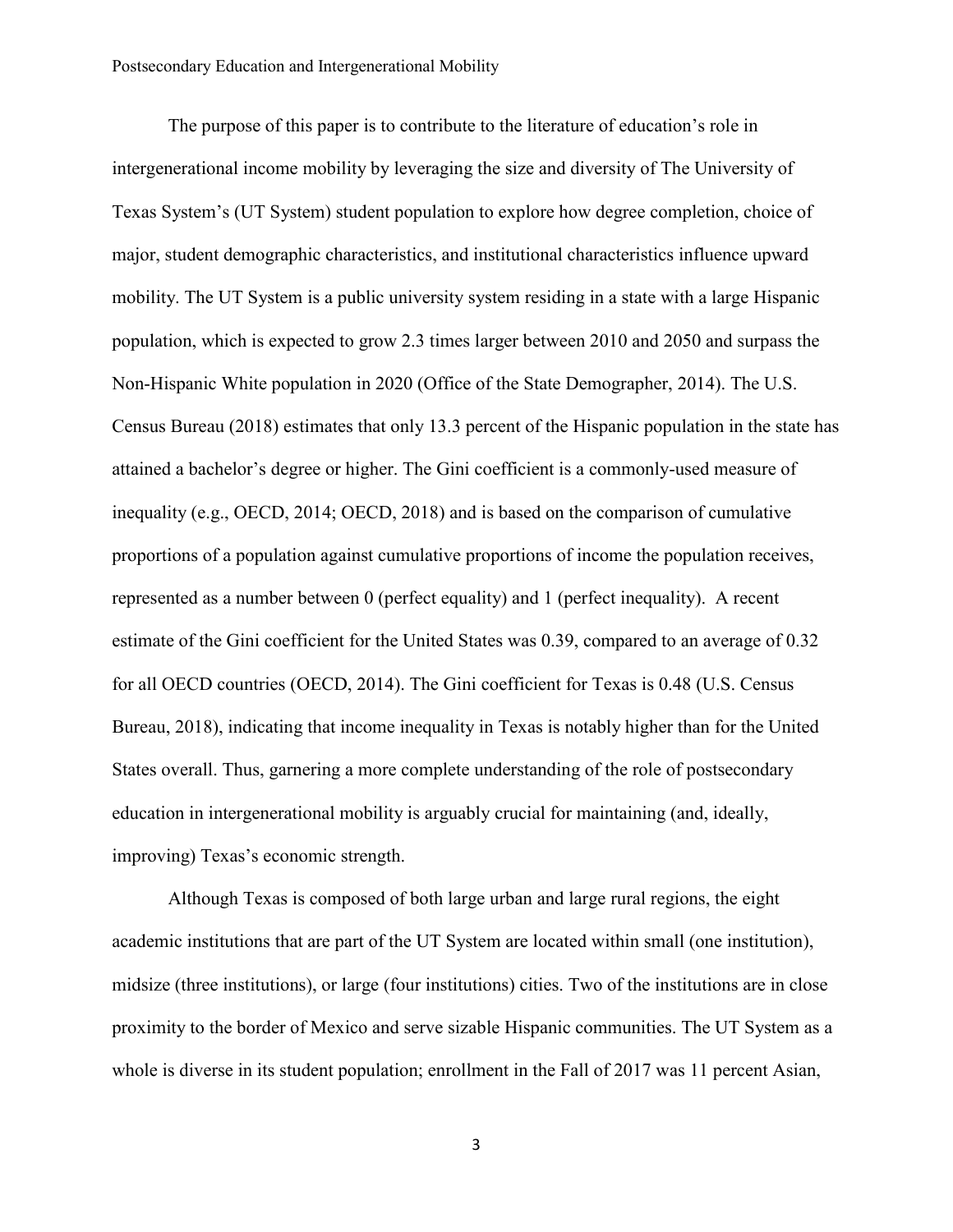The purpose of this paper is to contribute to the literature of education's role in intergenerational income mobility by leveraging the size and diversity of The University of Texas System's (UT System) student population to explore how degree completion, choice of major, student demographic characteristics, and institutional characteristics influence upward mobility. The UT System is a public university system residing in a state with a large Hispanic population, which is expected to grow 2.3 times larger between 2010 and 2050 and surpass the Non-Hispanic White population in 2020 (Office of the State Demographer, 2014). The U.S. Census Bureau (2018) estimates that only 13.3 percent of the Hispanic population in the state has attained a bachelor's degree or higher. The Gini coefficient is a commonly-used measure of inequality (e.g., OECD, 2014; OECD, 2018) and is based on the comparison of cumulative proportions of a population against cumulative proportions of income the population receives, represented as a number between 0 (perfect equality) and 1 (perfect inequality). A recent estimate of the Gini coefficient for the United States was 0.39, compared to an average of 0.32 for all OECD countries (OECD, 2014). The Gini coefficient for Texas is 0.48 (U.S. Census Bureau, 2018), indicating that income inequality in Texas is notably higher than for the United States overall. Thus, garnering a more complete understanding of the role of postsecondary education in intergenerational mobility is arguably crucial for maintaining (and, ideally, improving) Texas's economic strength.

Although Texas is composed of both large urban and large rural regions, the eight academic institutions that are part of the UT System are located within small (one institution), midsize (three institutions), or large (four institutions) cities. Two of the institutions are in close proximity to the border of Mexico and serve sizable Hispanic communities. The UT System as a whole is diverse in its student population; enrollment in the Fall of 2017 was 11 percent Asian,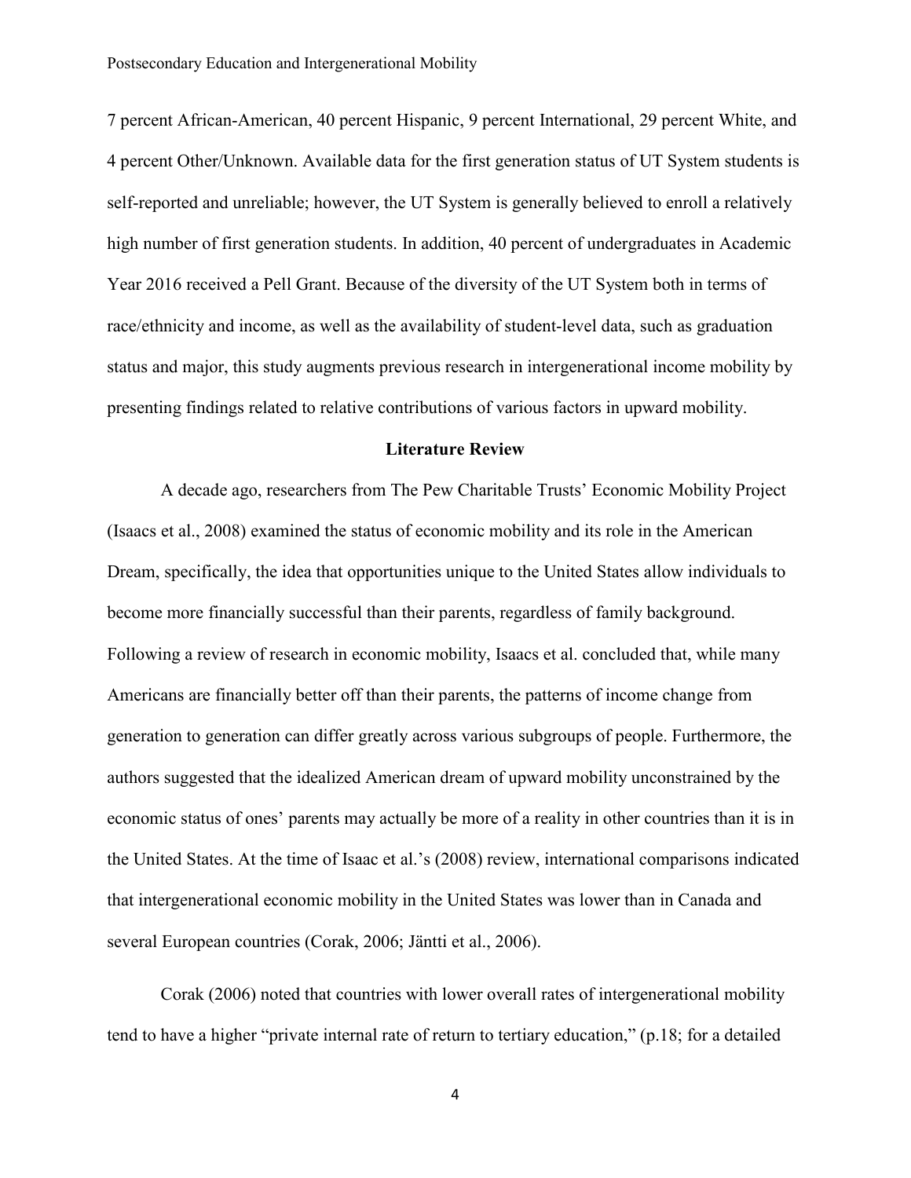7 percent African-American, 40 percent Hispanic, 9 percent International, 29 percent White, and 4 percent Other/Unknown. Available data for the first generation status of UT System students is self-reported and unreliable; however, the UT System is generally believed to enroll a relatively high number of first generation students. In addition, 40 percent of undergraduates in Academic Year 2016 received a Pell Grant. Because of the diversity of the UT System both in terms of race/ethnicity and income, as well as the availability of student-level data, such as graduation status and major, this study augments previous research in intergenerational income mobility by presenting findings related to relative contributions of various factors in upward mobility.

## Literature Review

A decade ago, researchers from The Pew Charitable Trusts' Economic Mobility Project (Isaacs et al., 2008) examined the status of economic mobility and its role in the American Dream, specifically, the idea that opportunities unique to the United States allow individuals to become more financially successful than their parents, regardless of family background. Following a review of research in economic mobility, Isaacs et al. concluded that, while many Americans are financially better off than their parents, the patterns of income change from generation to generation can differ greatly across various subgroups of people. Furthermore, the authors suggested that the idealized American dream of upward mobility unconstrained by the economic status of ones' parents may actually be more of a reality in other countries than it is in the United States. At the time of Isaac et al.'s (2008) review, international comparisons indicated that intergenerational economic mobility in the United States was lower than in Canada and several European countries (Corak, 2006; Jäntti et al., 2006).

Corak (2006) noted that countries with lower overall rates of intergenerational mobility tend to have a higher "private internal rate of return to tertiary education," (p.18; for a detailed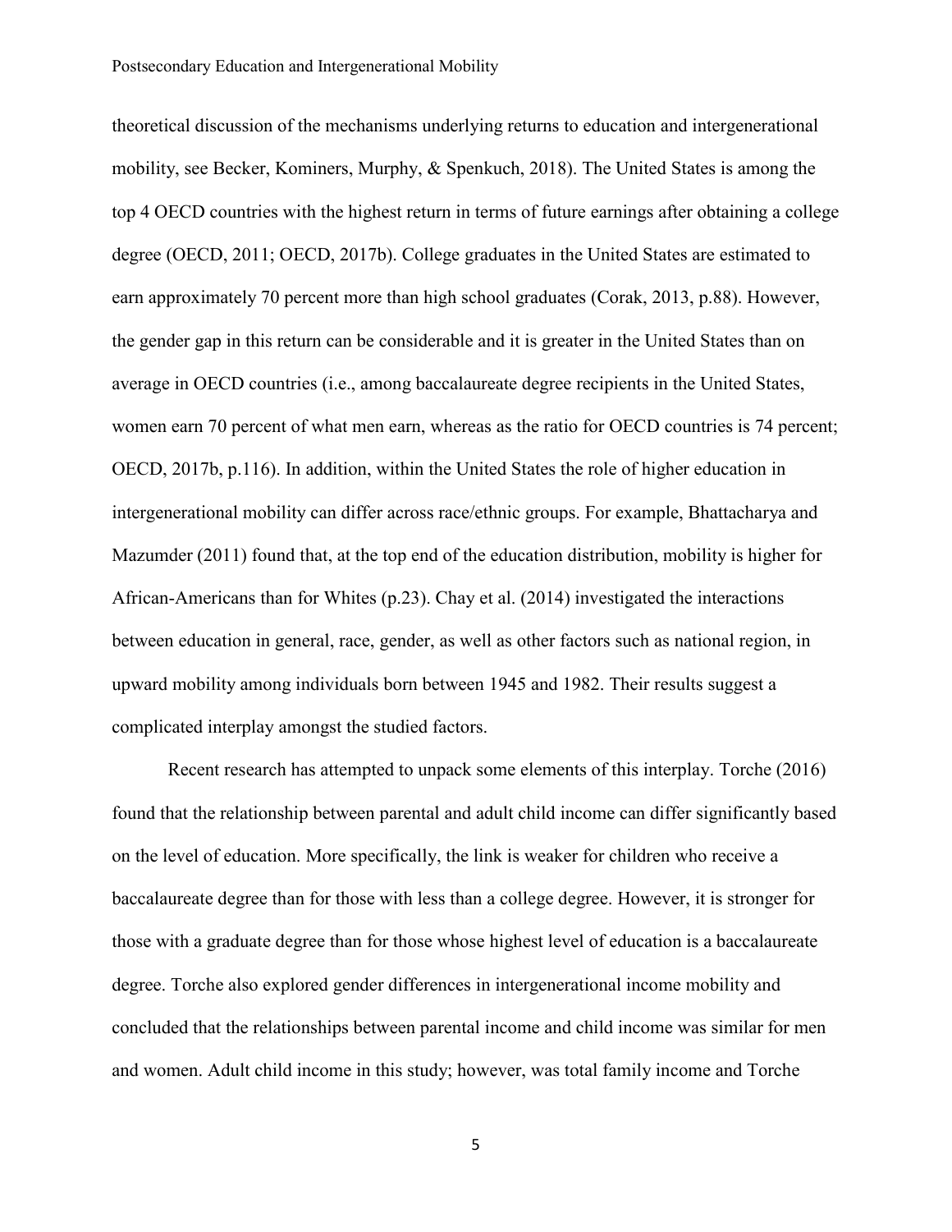theoretical discussion of the mechanisms underlying returns to education and intergenerational mobility, see Becker, Kominers, Murphy, & Spenkuch, 2018). The United States is among the top 4 OECD countries with the highest return in terms of future earnings after obtaining a college degree (OECD, 2011; OECD, 2017b). College graduates in the United States are estimated to earn approximately 70 percent more than high school graduates (Corak, 2013, p.88). However, the gender gap in this return can be considerable and it is greater in the United States than on average in OECD countries (i.e., among baccalaureate degree recipients in the United States, women earn 70 percent of what men earn, whereas as the ratio for OECD countries is 74 percent; OECD, 2017b, p.116). In addition, within the United States the role of higher education in intergenerational mobility can differ across race/ethnic groups. For example, Bhattacharya and Mazumder (2011) found that, at the top end of the education distribution, mobility is higher for African-Americans than for Whites (p.23). Chay et al. (2014) investigated the interactions between education in general, race, gender, as well as other factors such as national region, in upward mobility among individuals born between 1945 and 1982. Their results suggest a complicated interplay amongst the studied factors.

Recent research has attempted to unpack some elements of this interplay. Torche (2016) found that the relationship between parental and adult child income can differ significantly based on the level of education. More specifically, the link is weaker for children who receive a baccalaureate degree than for those with less than a college degree. However, it is stronger for those with a graduate degree than for those whose highest level of education is a baccalaureate degree. Torche also explored gender differences in intergenerational income mobility and concluded that the relationships between parental income and child income was similar for men and women. Adult child income in this study; however, was total family income and Torche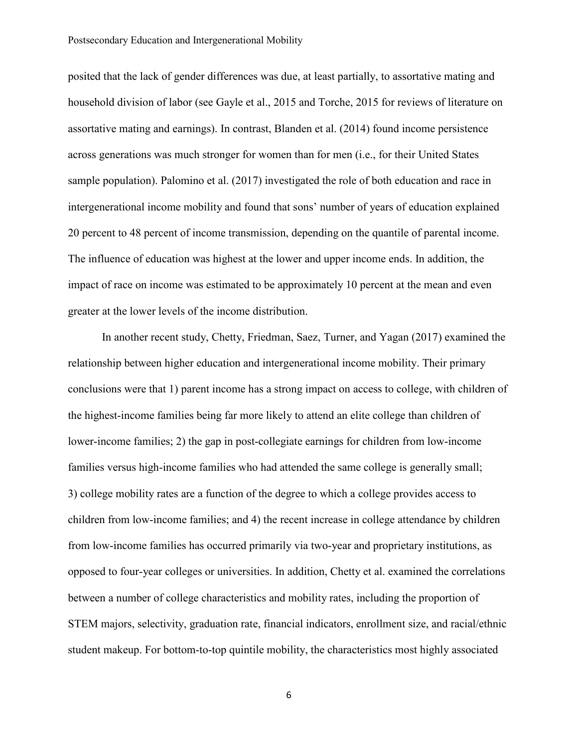posited that the lack of gender differences was due, at least partially, to assortative mating and household division of labor (see Gayle et al., 2015 and Torche, 2015 for reviews of literature on assortative mating and earnings). In contrast, Blanden et al. (2014) found income persistence across generations was much stronger for women than for men (i.e., for their United States sample population). Palomino et al. (2017) investigated the role of both education and race in intergenerational income mobility and found that sons' number of years of education explained 20 percent to 48 percent of income transmission, depending on the quantile of parental income. The influence of education was highest at the lower and upper income ends. In addition, the impact of race on income was estimated to be approximately 10 percent at the mean and even greater at the lower levels of the income distribution.

In another recent study, Chetty, Friedman, Saez, Turner, and Yagan (2017) examined the relationship between higher education and intergenerational income mobility. Their primary conclusions were that 1) parent income has a strong impact on access to college, with children of the highest-income families being far more likely to attend an elite college than children of lower-income families; 2) the gap in post-collegiate earnings for children from low-income families versus high-income families who had attended the same college is generally small; 3) college mobility rates are a function of the degree to which a college provides access to children from low-income families; and 4) the recent increase in college attendance by children from low-income families has occurred primarily via two-year and proprietary institutions, as opposed to four-year colleges or universities. In addition, Chetty et al. examined the correlations between a number of college characteristics and mobility rates, including the proportion of STEM majors, selectivity, graduation rate, financial indicators, enrollment size, and racial/ethnic student makeup. For bottom-to-top quintile mobility, the characteristics most highly associated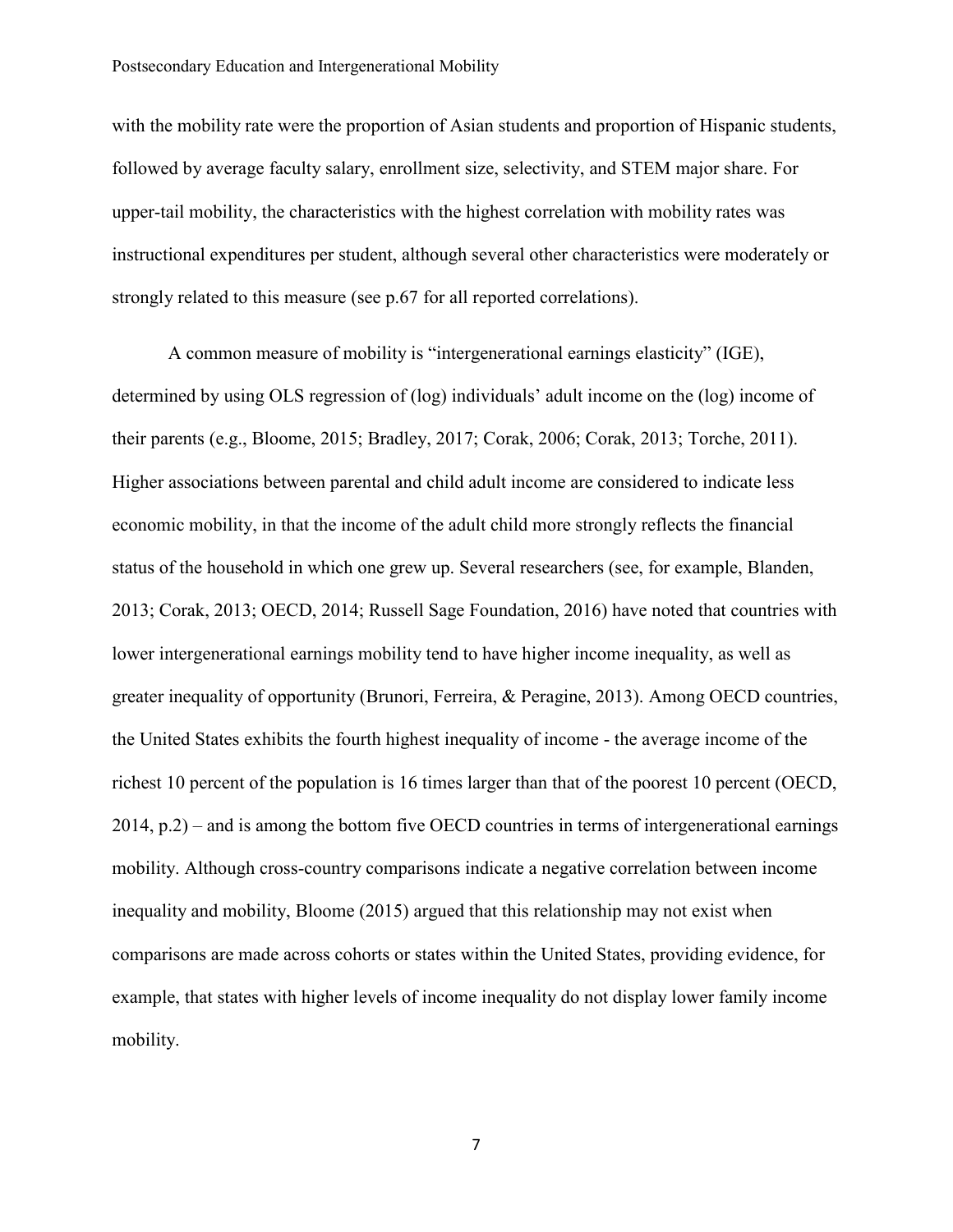with the mobility rate were the proportion of Asian students and proportion of Hispanic students, followed by average faculty salary, enrollment size, selectivity, and STEM major share. For upper-tail mobility, the characteristics with the highest correlation with mobility rates was instructional expenditures per student, although several other characteristics were moderately or strongly related to this measure (see p.67 for all reported correlations).

A common measure of mobility is "intergenerational earnings elasticity" (IGE), determined by using OLS regression of (log) individuals' adult income on the (log) income of their parents (e.g., Bloome, 2015; Bradley, 2017; Corak, 2006; Corak, 2013; Torche, 2011). Higher associations between parental and child adult income are considered to indicate less economic mobility, in that the income of the adult child more strongly reflects the financial status of the household in which one grew up. Several researchers (see, for example, Blanden, 2013; Corak, 2013; OECD, 2014; Russell Sage Foundation, 2016) have noted that countries with lower intergenerational earnings mobility tend to have higher income inequality, as well as greater inequality of opportunity (Brunori, Ferreira, & Peragine, 2013). Among OECD countries, the United States exhibits the fourth highest inequality of income - the average income of the richest 10 percent of the population is 16 times larger than that of the poorest 10 percent (OECD, 2014, p.2) – and is among the bottom five OECD countries in terms of intergenerational earnings mobility. Although cross-country comparisons indicate a negative correlation between income inequality and mobility, Bloome (2015) argued that this relationship may not exist when comparisons are made across cohorts or states within the United States, providing evidence, for example, that states with higher levels of income inequality do not display lower family income mobility.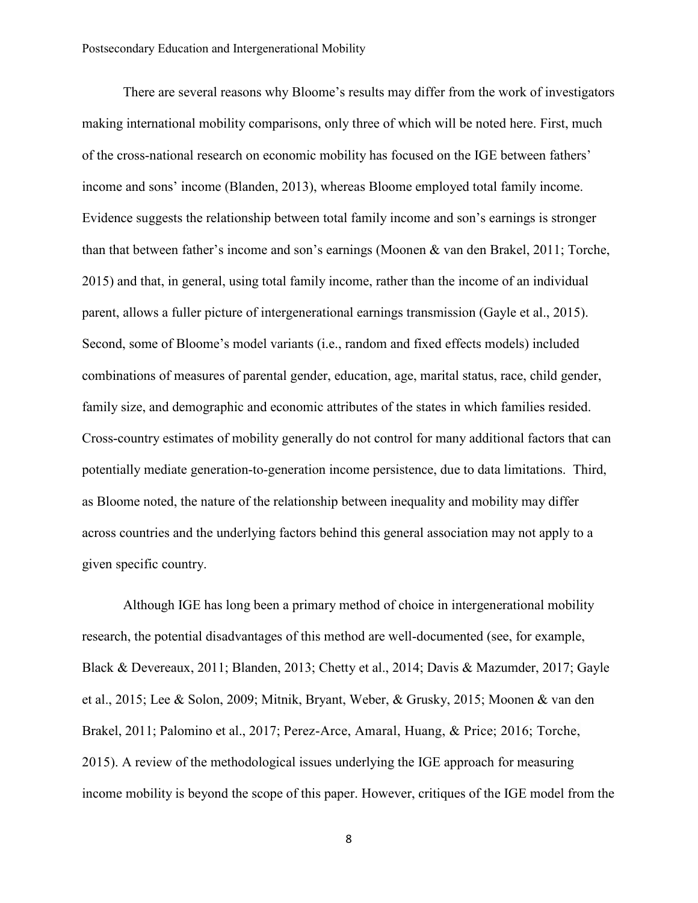There are several reasons why Bloome's results may differ from the work of investigators making international mobility comparisons, only three of which will be noted here. First, much of the cross-national research on economic mobility has focused on the IGE between fathers' income and sons' income (Blanden, 2013), whereas Bloome employed total family income. Evidence suggests the relationship between total family income and son's earnings is stronger than that between father's income and son's earnings (Moonen & van den Brakel, 2011; Torche, 2015) and that, in general, using total family income, rather than the income of an individual parent, allows a fuller picture of intergenerational earnings transmission (Gayle et al., 2015). Second, some of Bloome's model variants (i.e., random and fixed effects models) included combinations of measures of parental gender, education, age, marital status, race, child gender, family size, and demographic and economic attributes of the states in which families resided. Cross-country estimates of mobility generally do not control for many additional factors that can potentially mediate generation-to-generation income persistence, due to data limitations. Third, as Bloome noted, the nature of the relationship between inequality and mobility may differ across countries and the underlying factors behind this general association may not apply to a given specific country.

Although IGE has long been a primary method of choice in intergenerational mobility research, the potential disadvantages of this method are well-documented (see, for example, Black & Devereaux, 2011; Blanden, 2013; Chetty et al., 2014; Davis & Mazumder, 2017; Gayle et al., 2015; Lee & Solon, 2009; Mitnik, Bryant, Weber, & Grusky, 2015; Moonen & van den Brakel, 2011; Palomino et al., 2017; Perez-Arce, Amaral, Huang, & Price; 2016; Torche, 2015). A review of the methodological issues underlying the IGE approach for measuring income mobility is beyond the scope of this paper. However, critiques of the IGE model from the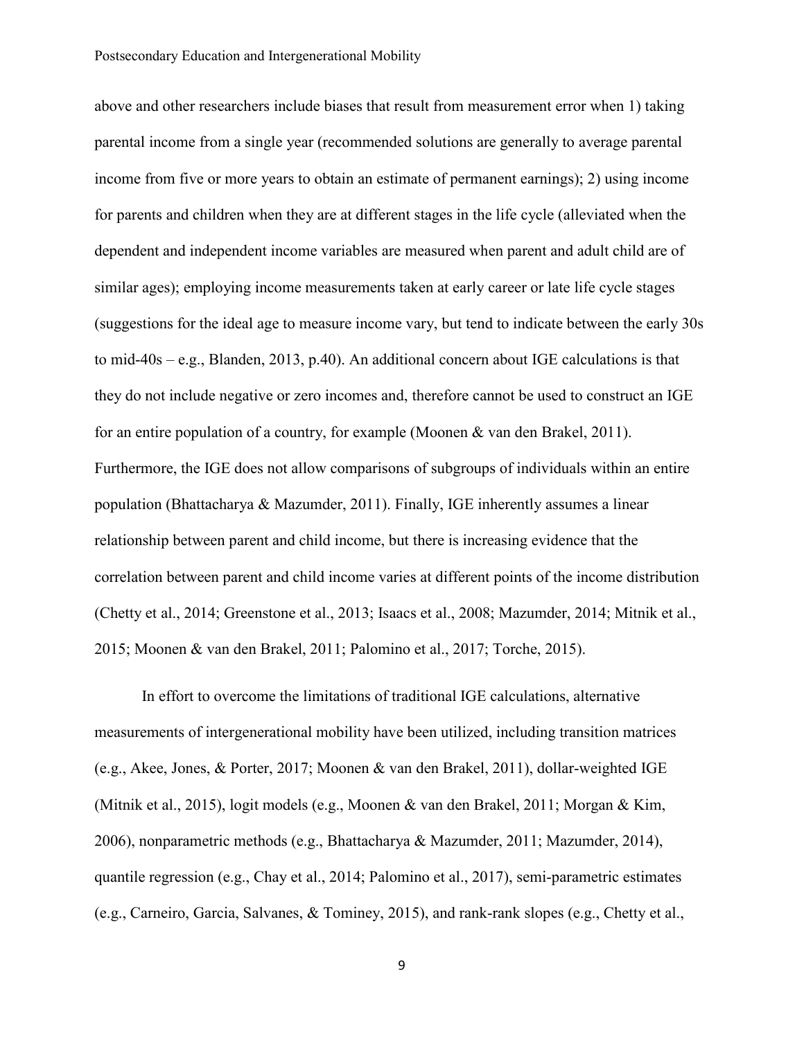above and other researchers include biases that result from measurement error when 1) taking parental income from a single year (recommended solutions are generally to average parental income from five or more years to obtain an estimate of permanent earnings); 2) using income for parents and children when they are at different stages in the life cycle (alleviated when the dependent and independent income variables are measured when parent and adult child are of similar ages); employing income measurements taken at early career or late life cycle stages (suggestions for the ideal age to measure income vary, but tend to indicate between the early 30s to mid-40s – e.g., Blanden, 2013, p.40). An additional concern about IGE calculations is that they do not include negative or zero incomes and, therefore cannot be used to construct an IGE for an entire population of a country, for example (Moonen & van den Brakel, 2011). Furthermore, the IGE does not allow comparisons of subgroups of individuals within an entire population (Bhattacharya & Mazumder, 2011). Finally, IGE inherently assumes a linear relationship between parent and child income, but there is increasing evidence that the correlation between parent and child income varies at different points of the income distribution (Chetty et al., 2014; Greenstone et al., 2013; Isaacs et al., 2008; Mazumder, 2014; Mitnik et al., 2015; Moonen & van den Brakel, 2011; Palomino et al., 2017; Torche, 2015).

In effort to overcome the limitations of traditional IGE calculations, alternative measurements of intergenerational mobility have been utilized, including transition matrices (e.g., Akee, Jones, & Porter, 2017; Moonen & van den Brakel, 2011), dollar-weighted IGE (Mitnik et al., 2015), logit models (e.g., Moonen & van den Brakel, 2011; Morgan & Kim, 2006), nonparametric methods (e.g., Bhattacharya & Mazumder, 2011; Mazumder, 2014), quantile regression (e.g., Chay et al., 2014; Palomino et al., 2017), semi-parametric estimates (e.g., Carneiro, Garcia, Salvanes, & Tominey, 2015), and rank-rank slopes (e.g., Chetty et al.,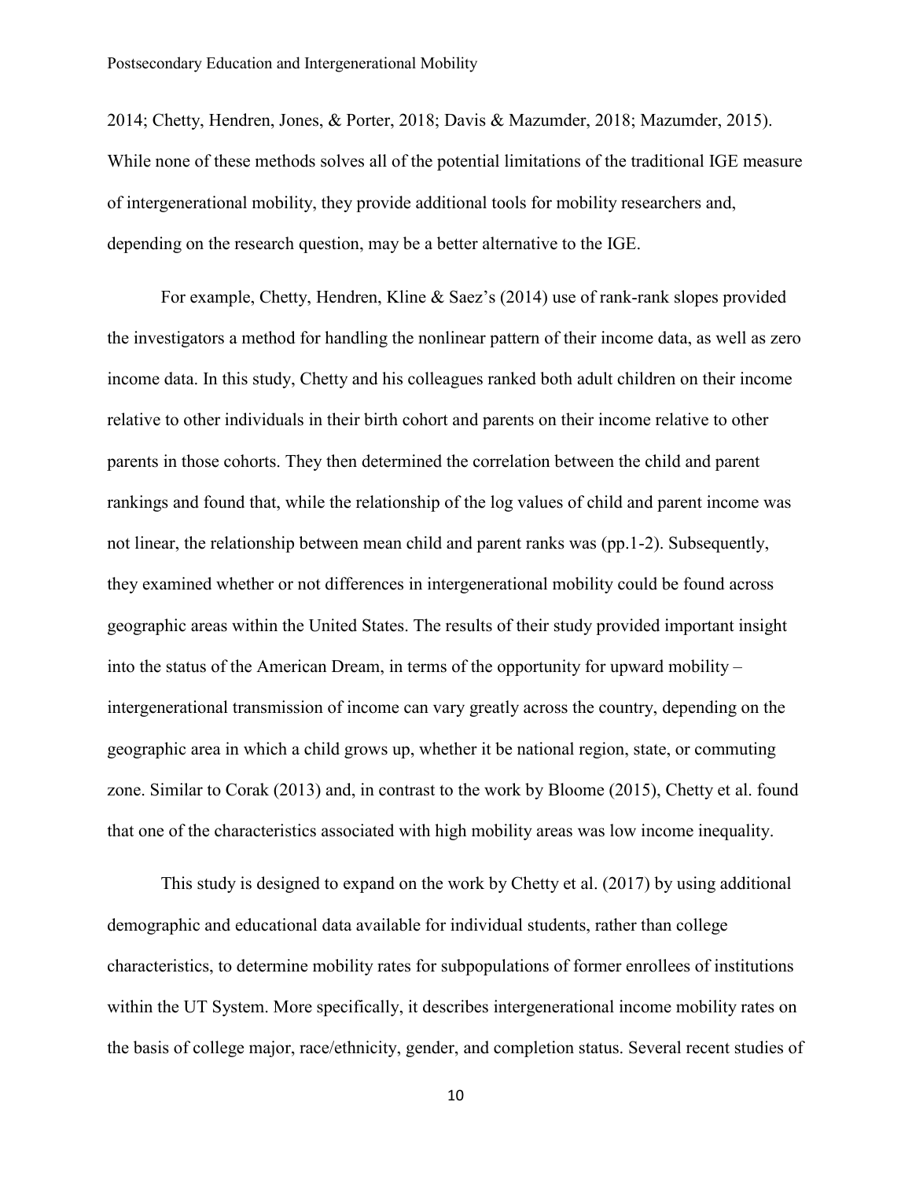2014; Chetty, Hendren, Jones, & Porter, 2018; Davis & Mazumder, 2018; Mazumder, 2015). While none of these methods solves all of the potential limitations of the traditional IGE measure of intergenerational mobility, they provide additional tools for mobility researchers and, depending on the research question, may be a better alternative to the IGE.

For example, Chetty, Hendren, Kline & Saez's (2014) use of rank-rank slopes provided the investigators a method for handling the nonlinear pattern of their income data, as well as zero income data. In this study, Chetty and his colleagues ranked both adult children on their income relative to other individuals in their birth cohort and parents on their income relative to other parents in those cohorts. They then determined the correlation between the child and parent rankings and found that, while the relationship of the log values of child and parent income was not linear, the relationship between mean child and parent ranks was (pp.1-2). Subsequently, they examined whether or not differences in intergenerational mobility could be found across geographic areas within the United States. The results of their study provided important insight into the status of the American Dream, in terms of the opportunity for upward mobility – intergenerational transmission of income can vary greatly across the country, depending on the geographic area in which a child grows up, whether it be national region, state, or commuting zone. Similar to Corak (2013) and, in contrast to the work by Bloome (2015), Chetty et al. found that one of the characteristics associated with high mobility areas was low income inequality.

This study is designed to expand on the work by Chetty et al. (2017) by using additional demographic and educational data available for individual students, rather than college characteristics, to determine mobility rates for subpopulations of former enrollees of institutions within the UT System. More specifically, it describes intergenerational income mobility rates on the basis of college major, race/ethnicity, gender, and completion status. Several recent studies of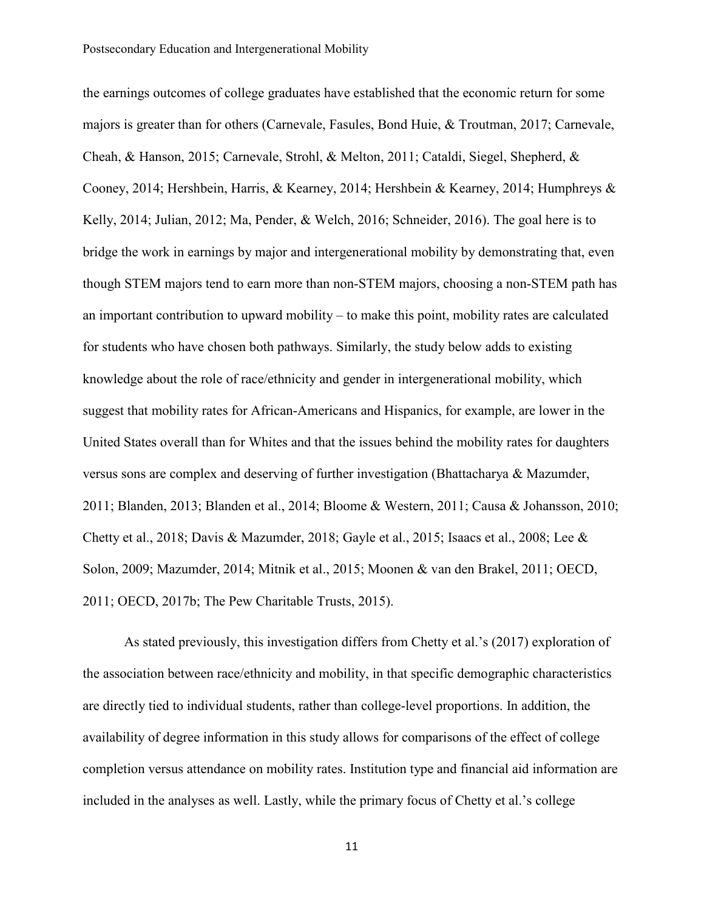the earnings outcomes of college graduates have established that the economic return for some majors is greater than for others (Carnevale, Fasules, Bond Huie, & Troutman, 2017; Carnevale, Cheah, & Hanson, 2015; Carnevale, Strohl, & Melton, 2011; Cataldi, Siegel, Shepherd, & Cooney, 2014; Hershbein, Harris, & Kearney, 2014; Hershbein & Kearney, 2014; Humphreys & Kelly, 2014; Julian, 2012; Ma, Pender, & Welch, 2016; Schneider, 2016). The goal here is to bridge the work in earnings by major and intergenerational mobility by demonstrating that, even though STEM majors tend to earn more than non-STEM majors, choosing a non-STEM path has an important contribution to upward mobility – to make this point, mobility rates are calculated for students who have chosen both pathways. Similarly, the study below adds to existing knowledge about the role of race/ethnicity and gender in intergenerational mobility, which suggest that mobility rates for African-Americans and Hispanics, for example, are lower in the United States overall than for Whites and that the issues behind the mobility rates for daughters versus sons are complex and deserving of further investigation (Bhattacharya & Mazumder, 2011; Blanden, 2013; Blanden et al., 2014; Bloome & Western, 2011; Causa & Johansson, 2010; Chetty et al., 2018; Davis & Mazumder, 2018; Gayle et al., 2015; Isaacs et al., 2008; Lee & Solon, 2009; Mazumder, 2014; Mitnik et al., 2015; Moonen & van den Brakel, 2011; OECD, 2011; OECD, 2017b; The Pew Charitable Trusts, 2015).

As stated previously, this investigation differs from Chetty et al.'s (2017) exploration of the association between race/ethnicity and mobility, in that specific demographic characteristics are directly tied to individual students, rather than college-level proportions. In addition, the availability of degree information in this study allows for comparisons of the effect of college completion versus attendance on mobility rates. Institution type and financial aid information are included in the analyses as well. Lastly, while the primary focus of Chetty et al.'s college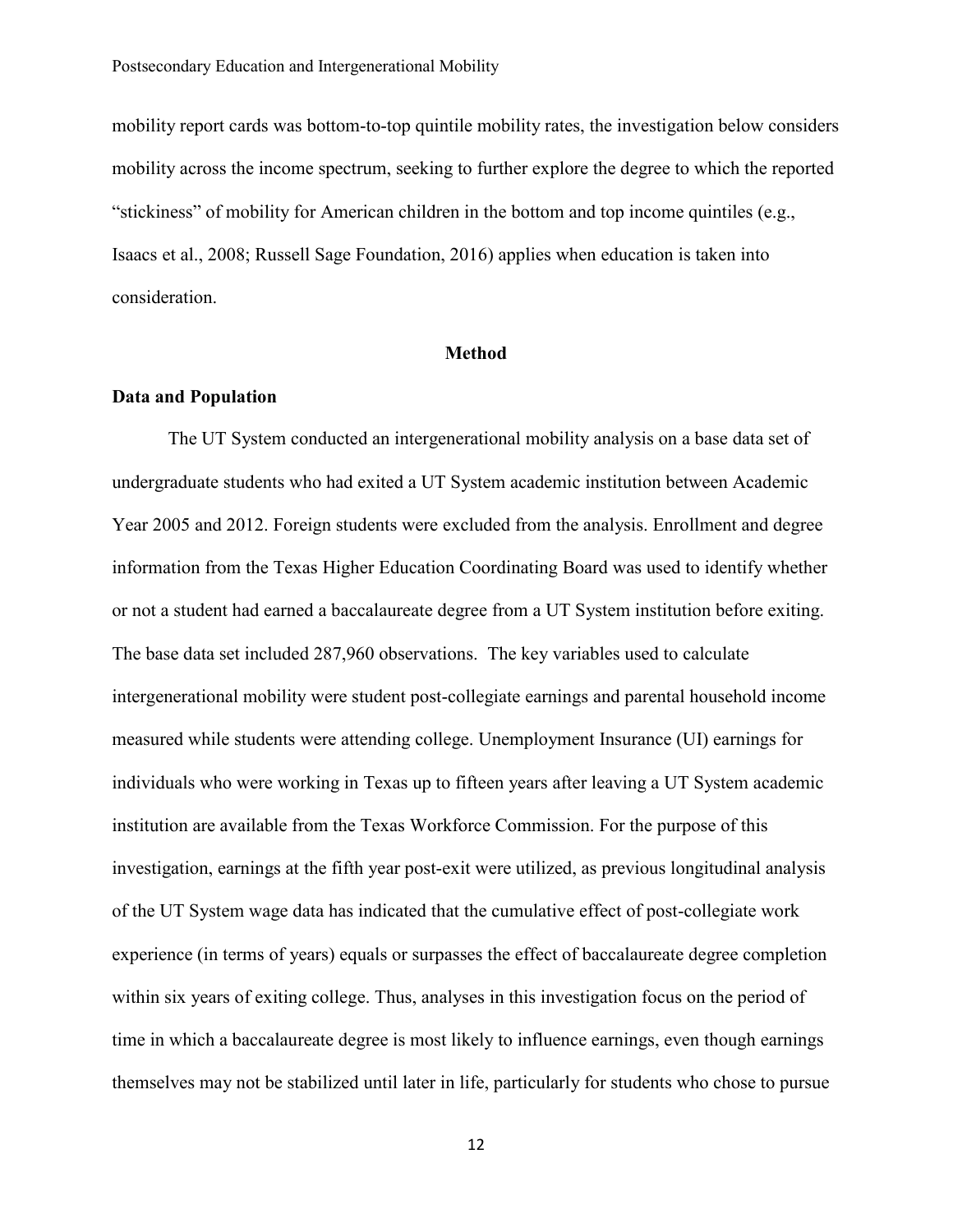mobility report cards was bottom-to-top quintile mobility rates, the investigation below considers mobility across the income spectrum, seeking to further explore the degree to which the reported "stickiness" of mobility for American children in the bottom and top income quintiles (e.g., Isaacs et al., 2008; Russell Sage Foundation, 2016) applies when education is taken into consideration.

## Method

### Data and Population

The UT System conducted an intergenerational mobility analysis on a base data set of undergraduate students who had exited a UT System academic institution between Academic Year 2005 and 2012. Foreign students were excluded from the analysis. Enrollment and degree information from the Texas Higher Education Coordinating Board was used to identify whether or not a student had earned a baccalaureate degree from a UT System institution before exiting. The base data set included 287,960 observations. The key variables used to calculate intergenerational mobility were student post-collegiate earnings and parental household income measured while students were attending college. Unemployment Insurance (UI) earnings for individuals who were working in Texas up to fifteen years after leaving a UT System academic institution are available from the Texas Workforce Commission. For the purpose of this investigation, earnings at the fifth year post-exit were utilized, as previous longitudinal analysis of the UT System wage data has indicated that the cumulative effect of post-collegiate work experience (in terms of years) equals or surpasses the effect of baccalaureate degree completion within six years of exiting college. Thus, analyses in this investigation focus on the period of time in which a baccalaureate degree is most likely to influence earnings, even though earnings themselves may not be stabilized until later in life, particularly for students who chose to pursue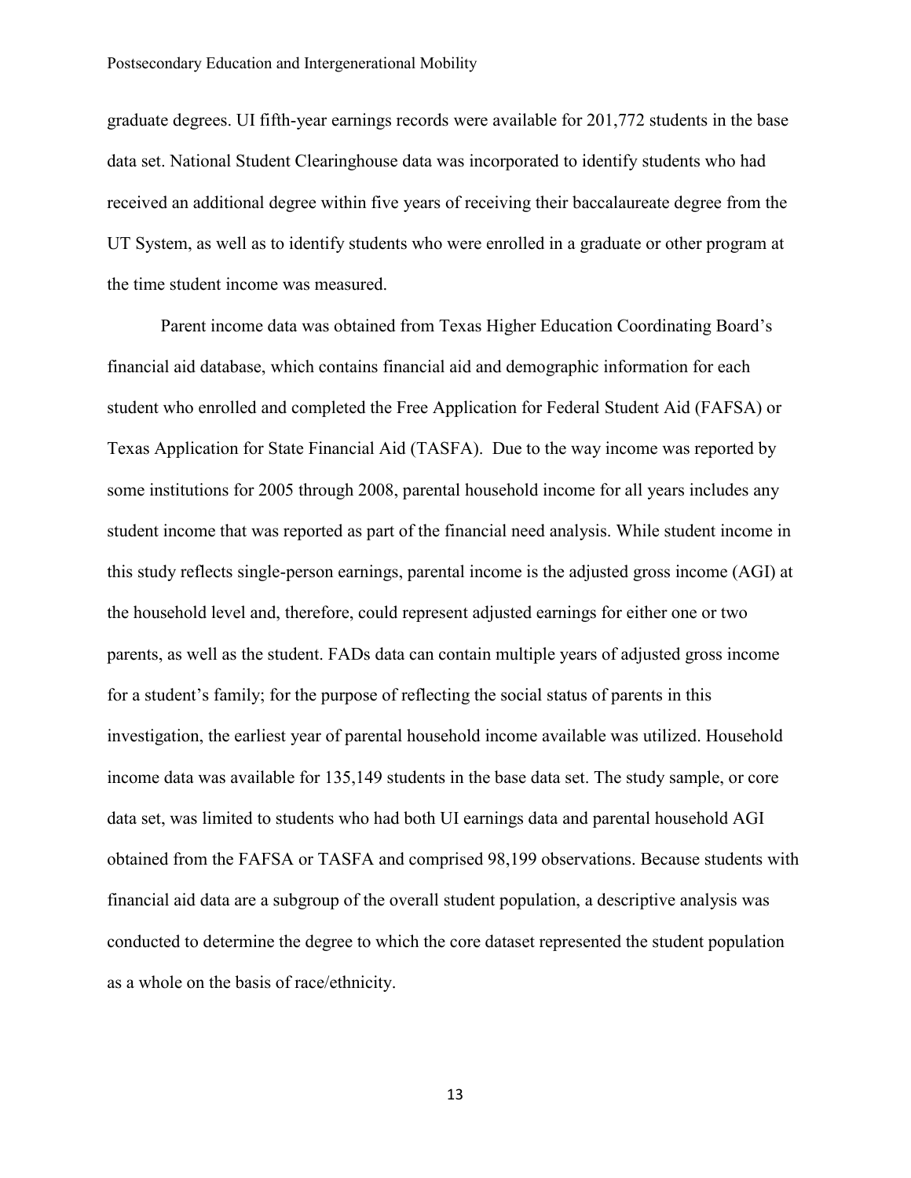graduate degrees. UI fifth-year earnings records were available for 201,772 students in the base data set. National Student Clearinghouse data was incorporated to identify students who had received an additional degree within five years of receiving their baccalaureate degree from the UT System, as well as to identify students who were enrolled in a graduate or other program at the time student income was measured.

Parent income data was obtained from Texas Higher Education Coordinating Board's financial aid database, which contains financial aid and demographic information for each student who enrolled and completed the Free Application for Federal Student Aid (FAFSA) or Texas Application for State Financial Aid (TASFA). Due to the way income was reported by some institutions for 2005 through 2008, parental household income for all years includes any student income that was reported as part of the financial need analysis. While student income in this study reflects single-person earnings, parental income is the adjusted gross income (AGI) at the household level and, therefore, could represent adjusted earnings for either one or two parents, as well as the student. FADs data can contain multiple years of adjusted gross income for a student's family; for the purpose of reflecting the social status of parents in this investigation, the earliest year of parental household income available was utilized. Household income data was available for 135,149 students in the base data set. The study sample, or core data set, was limited to students who had both UI earnings data and parental household AGI obtained from the FAFSA or TASFA and comprised 98,199 observations. Because students with financial aid data are a subgroup of the overall student population, a descriptive analysis was conducted to determine the degree to which the core dataset represented the student population as a whole on the basis of race/ethnicity.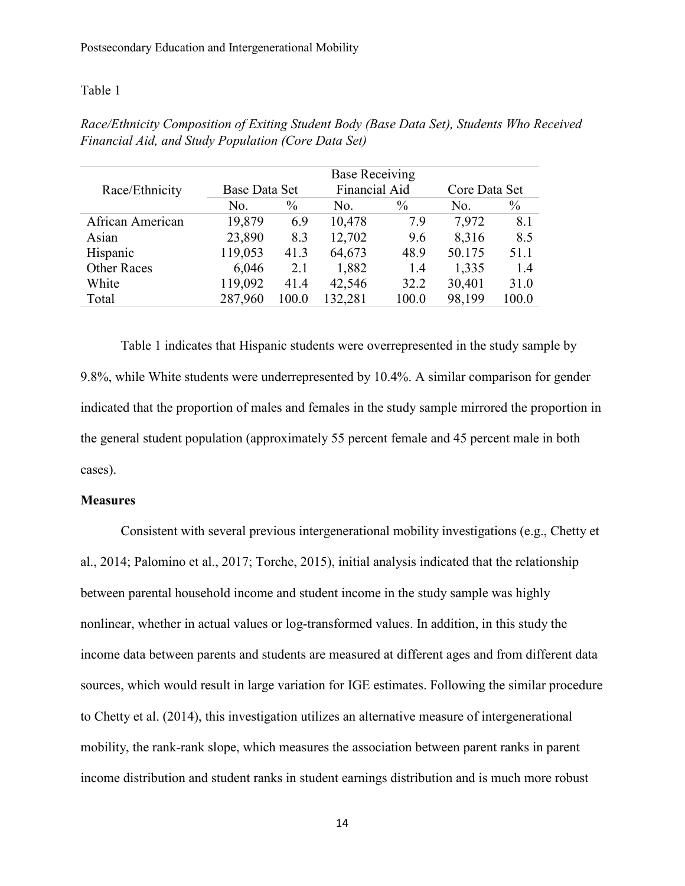Table 1

*Race/Ethnicity Composition of Exiting Student Body (Base Data Set), Students Who Received Financial Aid, and Study Population (Core Data Set)*

| Race/Ethnicity | Base Data Set | | Base Receiving Financial Aid | | Core Data Set | |
|---|---|---|---|---|---|---|
| | No. | % | No. | % | No. | % |
| African American | 19,879 | 6.9 | 10,478 | 7.9 | 7,972 | 8.1 |
| Asian | 23,890 | 8.3 | 12,702 | 9.6 | 8,316 | 8.5 |
| Hispanic | 119,053 | 41.3 | 64,673 | 48.9 | 50.175 | 51.1 |
| Other Races | 6,046 | 2.1 | 1,882 | 1.4 | 1,335 | 1.4 |
| White | 119,092 | 41.4 | 42,546 | 32.2 | 30,401 | 31.0 |
| Total | 287,960 | 100.0 | 132,281 | 100.0 | 98,199 | 100.0 |

Table 1 indicates that Hispanic students were overrepresented in the study sample by 9.8%, while White students were underrepresented by 10.4%. A similar comparison for gender indicated that the proportion of males and females in the study sample mirrored the proportion in the general student population (approximately 55 percent female and 45 percent male in both cases).

**Measures**

Consistent with several previous intergenerational mobility investigations (e.g., Chetty et al., 2014; Palomino et al., 2017; Torche, 2015), initial analysis indicated that the relationship between parental household income and student income in the study sample was highly nonlinear, whether in actual values or log-transformed values. In addition, in this study the income data between parents and students are measured at different ages and from different data sources, which would result in large variation for IGE estimates. Following the similar procedure to Chetty et al. (2014), this investigation utilizes an alternative measure of intergenerational mobility, the rank-rank slope, which measures the association between parent ranks in parent income distribution and student ranks in student earnings distribution and is much more robust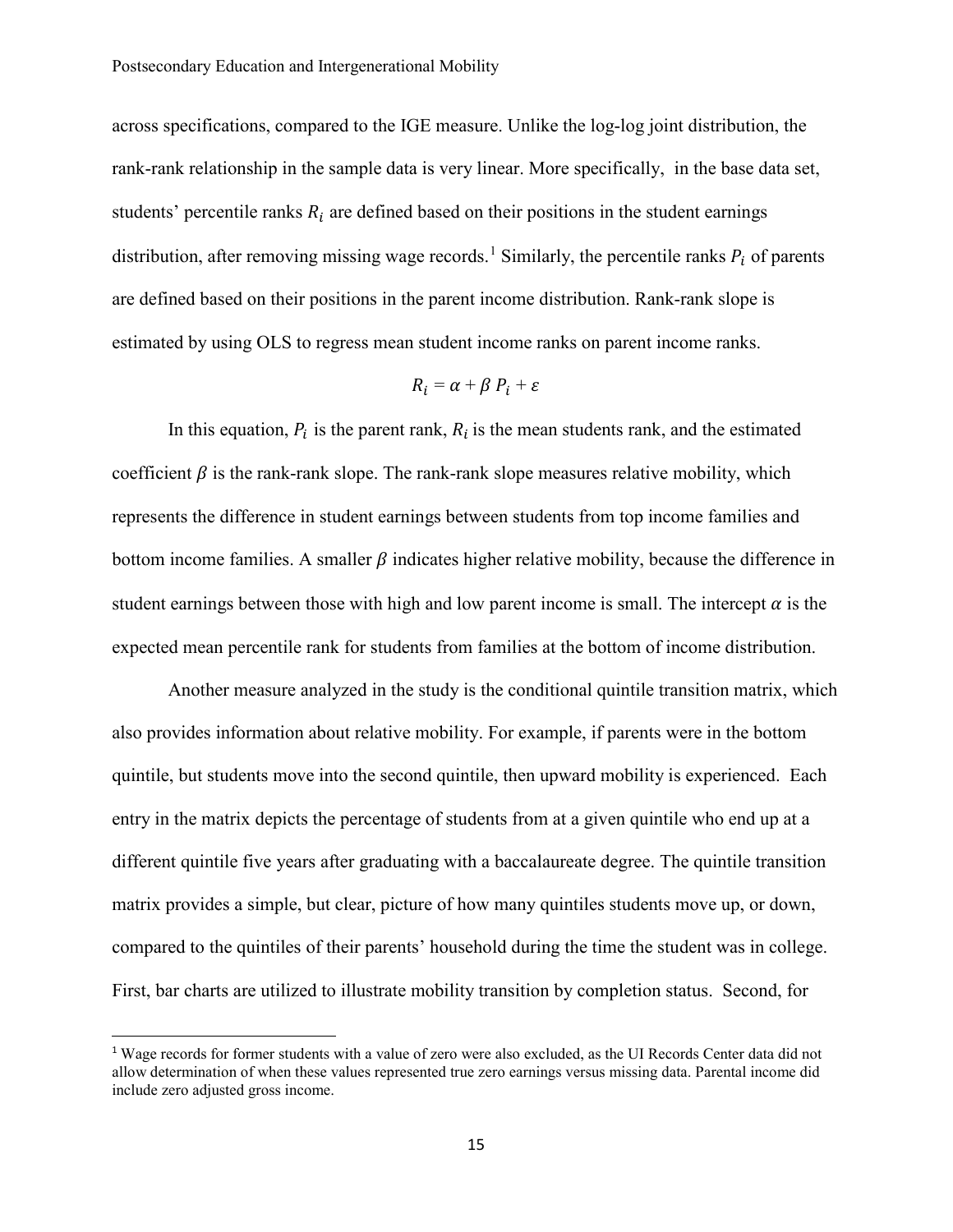across specifications, compared to the IGE measure. Unlike the log-log joint distribution, the rank-rank relationship in the sample data is very linear. More specifically, in the base data set, students' percentile ranks $R_i$ are defined based on their positions in the student earnings distribution, after removing missing wage records.[1] Similarly, the percentile ranks $P_i$ of parents are defined based on their positions in the parent income distribution. Rank-rank slope is estimated by using OLS to regress mean student income ranks on parent income ranks.

$$R_i = \alpha + \beta \, P_i + \varepsilon$$

In this equation, $P_i$ is the parent rank, $R_i$ is the mean students rank, and the estimated coefficient $\beta$ is the rank-rank slope. The rank-rank slope measures relative mobility, which represents the difference in student earnings between students from top income families and bottom income families. A smaller $\beta$ indicates higher relative mobility, because the difference in student earnings between those with high and low parent income is small. The intercept $\alpha$ is the expected mean percentile rank for students from families at the bottom of income distribution.

Another measure analyzed in the study is the conditional quintile transition matrix, which also provides information about relative mobility. For example, if parents were in the bottom quintile, but students move into the second quintile, then upward mobility is experienced. Each entry in the matrix depicts the percentage of students from at a given quintile who end up at a different quintile five years after graduating with a baccalaureate degree. The quintile transition matrix provides a simple, but clear, picture of how many quintiles students move up, or down, compared to the quintiles of their parents' household during the time the student was in college. First, bar charts are utilized to illustrate mobility transition by completion status. Second, for

[1] Wage records for former students with a value of zero were also excluded, as the UI Records Center data did not allow determination of when these values represented true zero earnings versus missing data. Parental income did include zero adjusted gross income.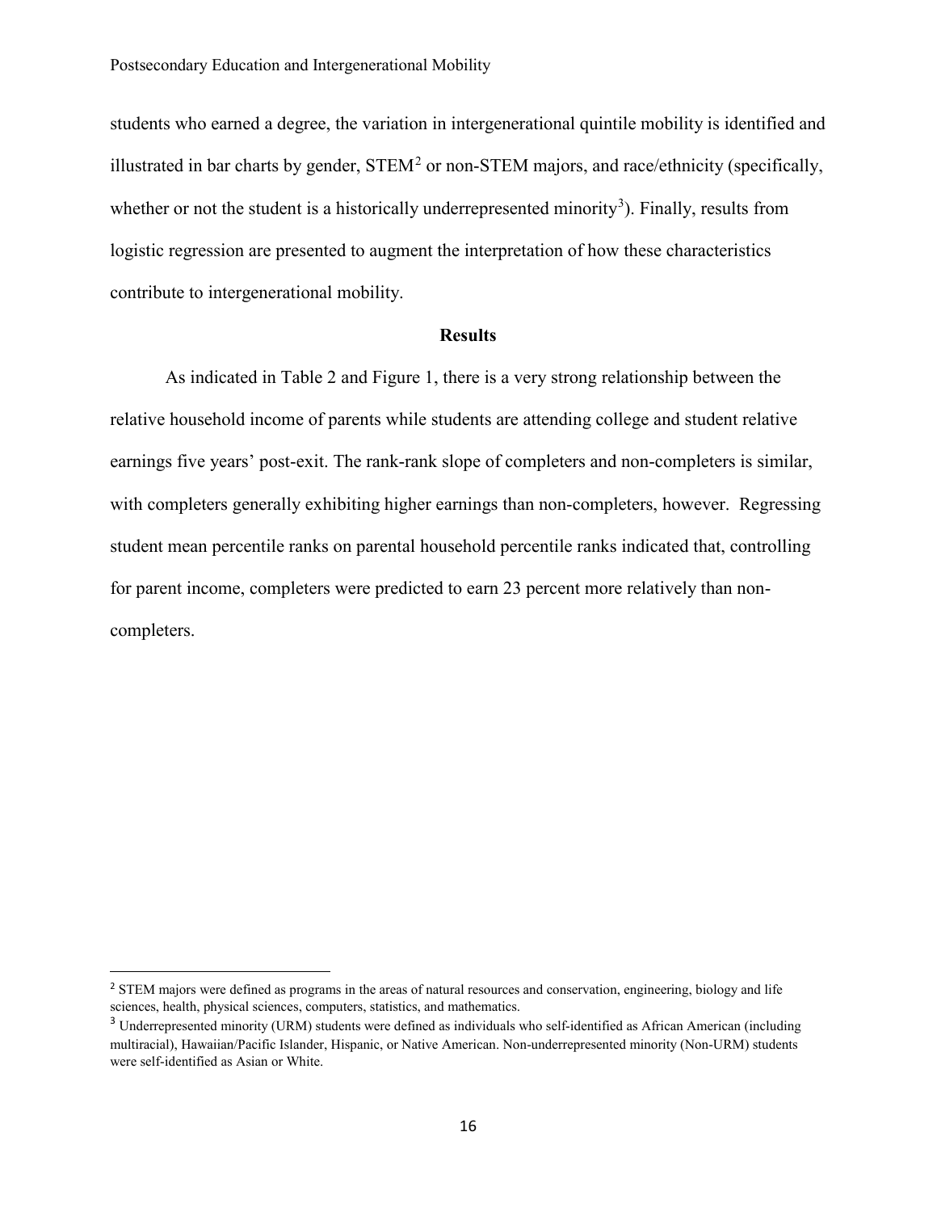students who earned a degree, the variation in intergenerational quintile mobility is identified and illustrated in bar charts by gender, STEM[2] or non-STEM majors, and race/ethnicity (specifically, whether or not the student is a historically underrepresented minority[3]). Finally, results from logistic regression are presented to augment the interpretation of how these characteristics contribute to intergenerational mobility.

## Results

As indicated in Table 2 and Figure 1, there is a very strong relationship between the relative household income of parents while students are attending college and student relative earnings five years' post-exit. The rank-rank slope of completers and non-completers is similar, with completers generally exhibiting higher earnings than non-completers, however. Regressing student mean percentile ranks on parental household percentile ranks indicated that, controlling for parent income, completers were predicted to earn 23 percent more relatively than non-completers.

---

[2] STEM majors were defined as programs in the areas of natural resources and conservation, engineering, biology and life sciences, health, physical sciences, computers, statistics, and mathematics.

[3] Underrepresented minority (URM) students were defined as individuals who self-identified as African American (including multiracial), Hawaiian/Pacific Islander, Hispanic, or Native American. Non-underrepresented minority (Non-URM) students were self-identified as Asian or White.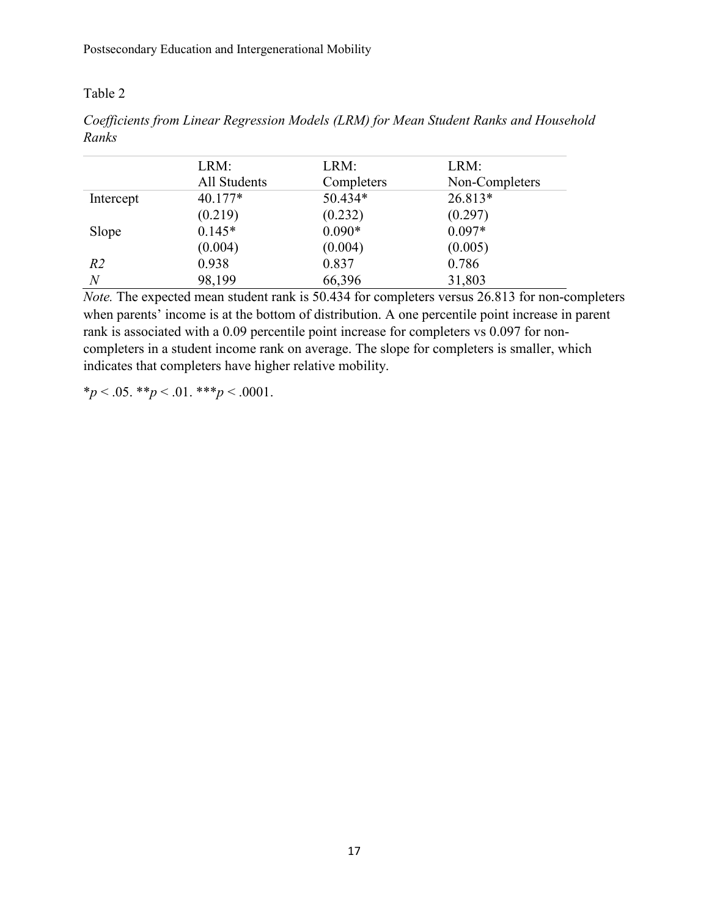Table 2

*Coefficients from Linear Regression Models (LRM) for Mean Student Ranks and Household Ranks*

| | LRM: All Students | LRM: Completers | LRM: Non-Completers |
|---|---|---|---|
| Intercept | 40.177* | 50.434* | 26.813* |
| | (0.219) | (0.232) | (0.297) |
| Slope | 0.145* | 0.090* | 0.097* |
| | (0.004) | (0.004) | (0.005) |
| *R2* | 0.938 | 0.837 | 0.786 |
| *N* | 98,199 | 66,396 | 31,803 |

*Note.* The expected mean student rank is 50.434 for completers versus 26.813 for non-completers when parents' income is at the bottom of distribution. A one percentile point increase in parent rank is associated with a 0.09 percentile point increase for completers vs 0.097 for non-completers in a student income rank on average. The slope for completers is smaller, which indicates that completers have higher relative mobility.

*$p < .05$. **$p < .01$. ***$p < .0001$.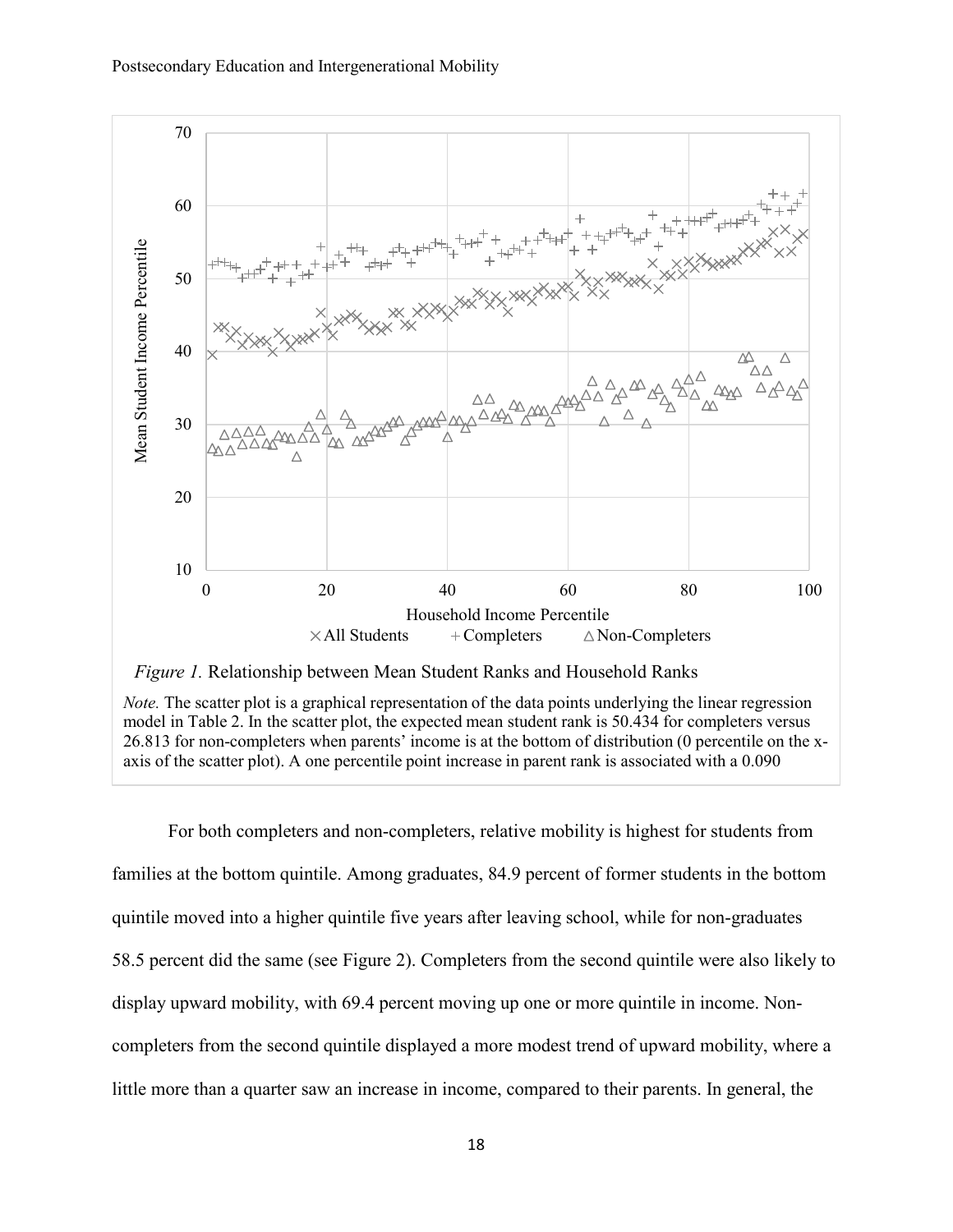*Figure 1.* Relationship between Mean Student Ranks and Household Ranks

*Note.* The scatter plot is a graphical representation of the data points underlying the linear regression model in Table 2. In the scatter plot, the expected mean student rank is 50.434 for completers versus 26.813 for non-completers when parents' income is at the bottom of distribution (0 percentile on the x-axis of the scatter plot). A one percentile point increase in parent rank is associated with a 0.090

For both completers and non-completers, relative mobility is highest for students from families at the bottom quintile. Among graduates, 84.9 percent of former students in the bottom quintile moved into a higher quintile five years after leaving school, while for non-graduates 58.5 percent did the same (see Figure 2). Completers from the second quintile were also likely to display upward mobility, with 69.4 percent moving up one or more quintile in income. Non-completers from the second quintile displayed a more modest trend of upward mobility, where a little more than a quarter saw an increase in income, compared to their parents. In general, the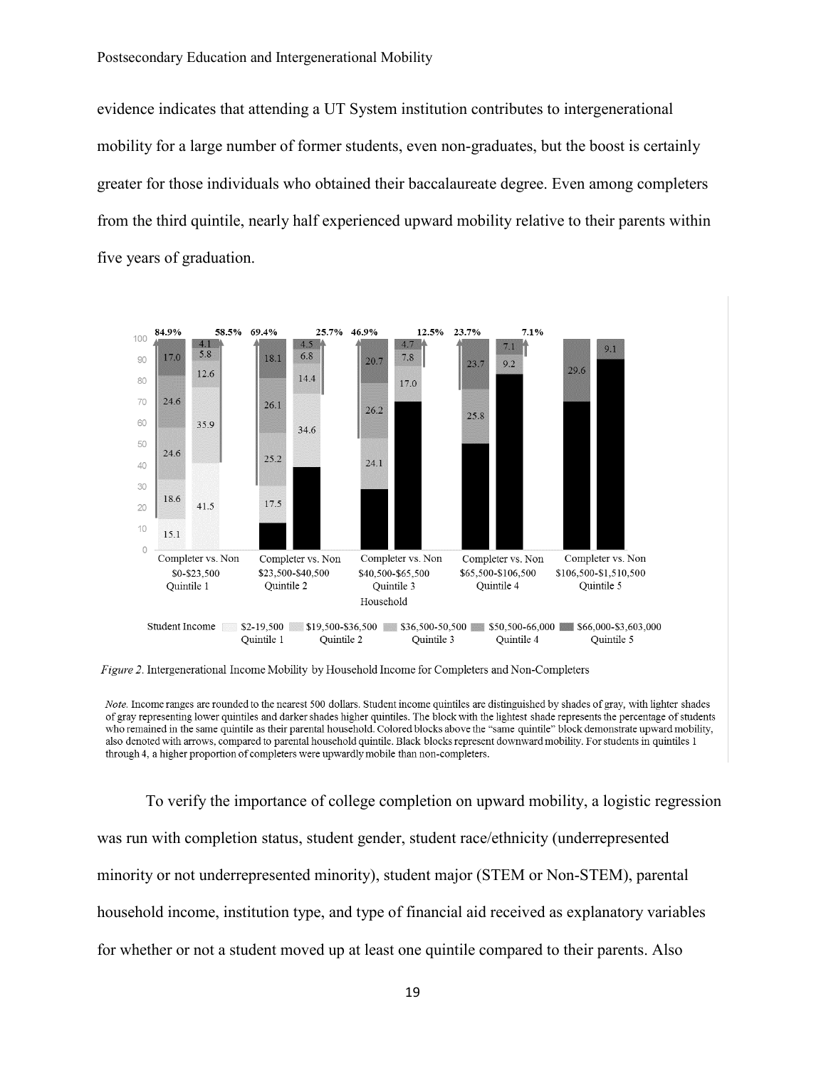evidence indicates that attending a UT System institution contributes to intergenerational mobility for a large number of former students, even non-graduates, but the boost is certainly greater for those individuals who obtained their baccalaureate degree. Even among completers from the third quintile, nearly half experienced upward mobility relative to their parents within five years of graduation.

*Figure 2*. Intergenerational Income Mobility by Household Income for Completers and Non-Completers

*Note.* Income ranges are rounded to the nearest 500 dollars. Student income quintiles are distinguished by shades of gray, with lighter shades of gray representing lower quintiles and darker shades higher quintiles. The block with the lightest shade represents the percentage of students who remained in the same quintile as their parental household. Colored blocks above the "same quintile" block demonstrate upward mobility, also denoted with arrows, compared to parental household quintile. Black blocks represent downward mobility. For students in quintiles 1 through 4, a higher proportion of completers were upwardly mobile than non-completers.

To verify the importance of college completion on upward mobility, a logistic regression was run with completion status, student gender, student race/ethnicity (underrepresented minority or not underrepresented minority), student major (STEM or Non-STEM), parental household income, institution type, and type of financial aid received as explanatory variables for whether or not a student moved up at least one quintile compared to their parents. Also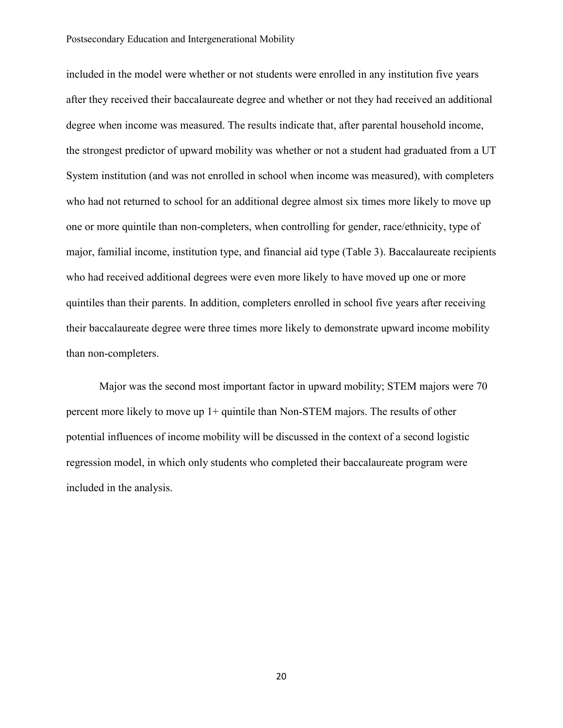included in the model were whether or not students were enrolled in any institution five years after they received their baccalaureate degree and whether or not they had received an additional degree when income was measured. The results indicate that, after parental household income, the strongest predictor of upward mobility was whether or not a student had graduated from a UT System institution (and was not enrolled in school when income was measured), with completers who had not returned to school for an additional degree almost six times more likely to move up one or more quintile than non-completers, when controlling for gender, race/ethnicity, type of major, familial income, institution type, and financial aid type (Table 3). Baccalaureate recipients who had received additional degrees were even more likely to have moved up one or more quintiles than their parents. In addition, completers enrolled in school five years after receiving their baccalaureate degree were three times more likely to demonstrate upward income mobility than non-completers.

Major was the second most important factor in upward mobility; STEM majors were 70 percent more likely to move up 1+ quintile than Non-STEM majors. The results of other potential influences of income mobility will be discussed in the context of a second logistic regression model, in which only students who completed their baccalaureate program were included in the analysis.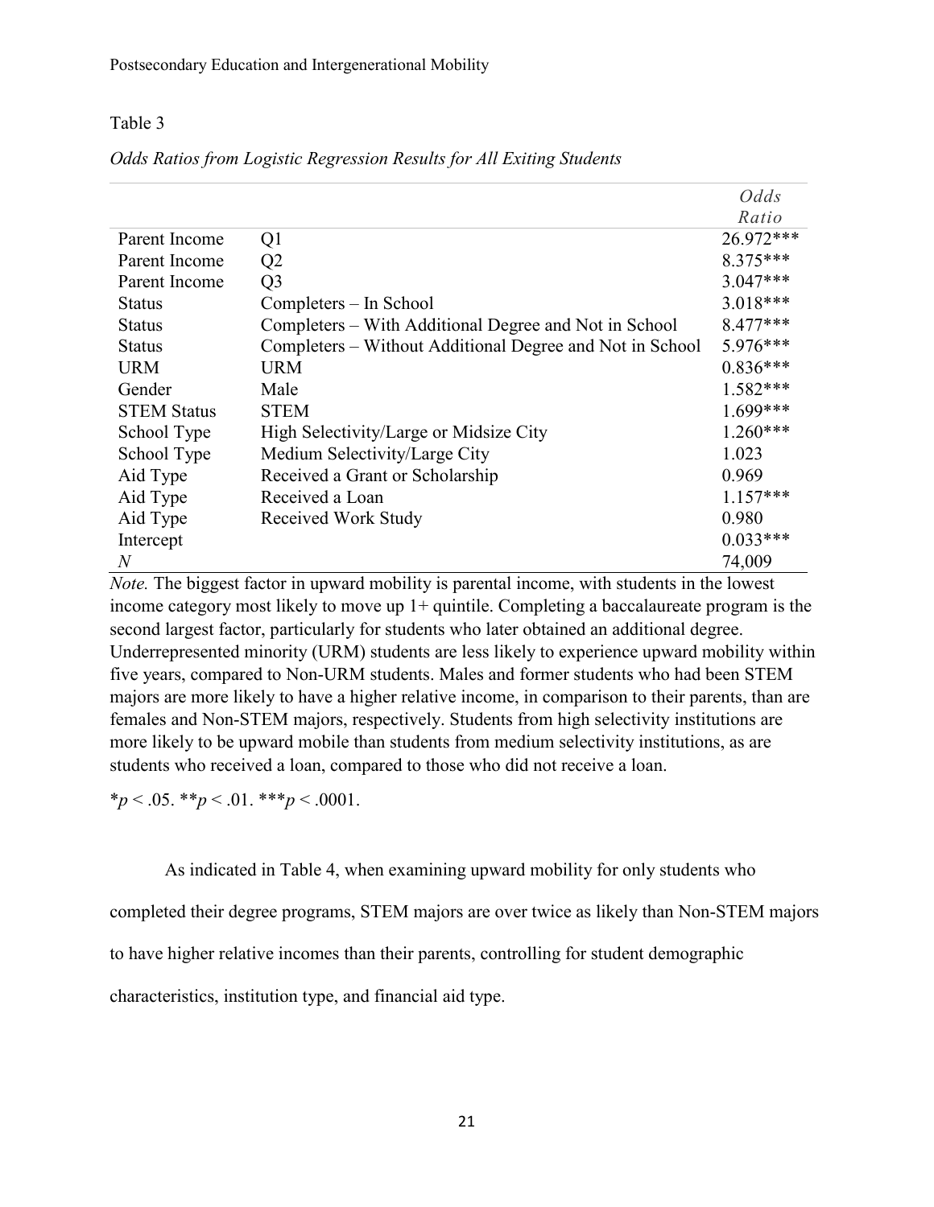Table 3

*Odds Ratios from Logistic Regression Results for All Exiting Students*

| | | *Odds Ratio* |
|---|---|---|
| Parent Income | Q1 | 26.972*** |
| Parent Income | Q2 | 8.375*** |
| Parent Income | Q3 | 3.047*** |
| Status | Completers – In School | 3.018*** |
| Status | Completers – With Additional Degree and Not in School | 8.477*** |
| Status | Completers – Without Additional Degree and Not in School | 5.976*** |
| URM | URM | 0.836*** |
| Gender | Male | 1.582*** |
| STEM Status | STEM | 1.699*** |
| School Type | High Selectivity/Large or Midsize City | 1.260*** |
| School Type | Medium Selectivity/Large City | 1.023 |
| Aid Type | Received a Grant or Scholarship | 0.969 |
| Aid Type | Received a Loan | 1.157*** |
| Aid Type | Received Work Study | 0.980 |
| Intercept | | 0.033*** |
| *N* | | 74,009 |

*Note.* The biggest factor in upward mobility is parental income, with students in the lowest income category most likely to move up 1+ quintile. Completing a baccalaureate program is the second largest factor, particularly for students who later obtained an additional degree. Underrepresented minority (URM) students are less likely to experience upward mobility within five years, compared to Non-URM students. Males and former students who had been STEM majors are more likely to have a higher relative income, in comparison to their parents, than are females and Non-STEM majors, respectively. Students from high selectivity institutions are more likely to be upward mobile than students from medium selectivity institutions, as are students who received a loan, compared to those who did not receive a loan.

*$p < .05$. **$p < .01$. ***$p < .0001$.

As indicated in Table 4, when examining upward mobility for only students who completed their degree programs, STEM majors are over twice as likely than Non-STEM majors to have higher relative incomes than their parents, controlling for student demographic characteristics, institution type, and financial aid type.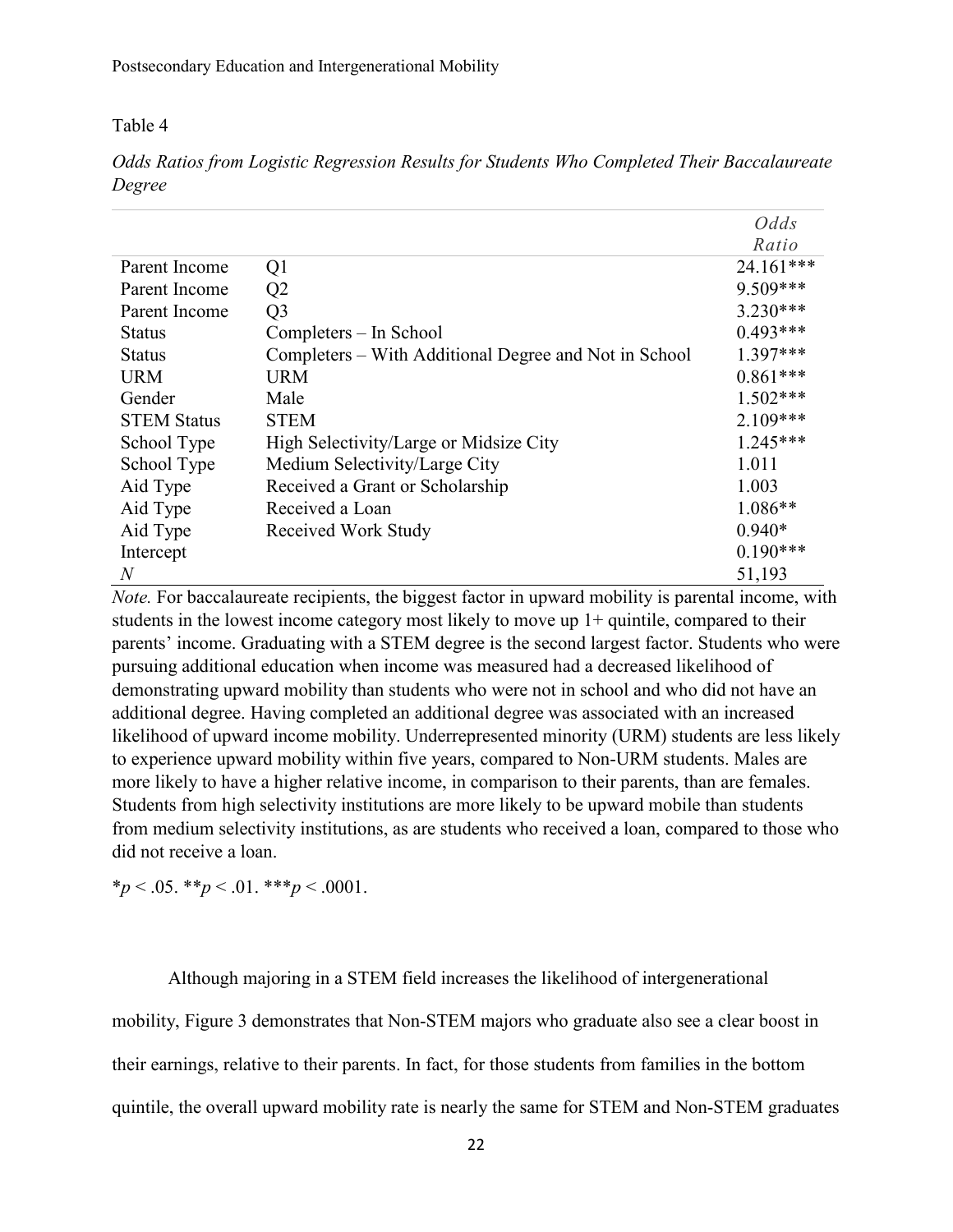Table 4

*Odds Ratios from Logistic Regression Results for Students Who Completed Their Baccalaureate Degree*

| | | *Odds Ratio* |
|---|---|---|
| Parent Income | Q1 | 24.161*** |
| Parent Income | Q2 | 9.509*** |
| Parent Income | Q3 | 3.230*** |
| Status | Completers – In School | 0.493*** |
| Status | Completers – With Additional Degree and Not in School | 1.397*** |
| URM | URM | 0.861*** |
| Gender | Male | 1.502*** |
| STEM Status | STEM | 2.109*** |
| School Type | High Selectivity/Large or Midsize City | 1.245*** |
| School Type | Medium Selectivity/Large City | 1.011 |
| Aid Type | Received a Grant or Scholarship | 1.003 |
| Aid Type | Received a Loan | 1.086** |
| Aid Type | Received Work Study | 0.940* |
| Intercept | | 0.190*** |
| *N* | | 51,193 |

*Note.* For baccalaureate recipients, the biggest factor in upward mobility is parental income, with students in the lowest income category most likely to move up 1+ quintile, compared to their parents' income. Graduating with a STEM degree is the second largest factor. Students who were pursuing additional education when income was measured had a decreased likelihood of demonstrating upward mobility than students who were not in school and who did not have an additional degree. Having completed an additional degree was associated with an increased likelihood of upward income mobility. Underrepresented minority (URM) students are less likely to experience upward mobility within five years, compared to Non-URM students. Males are more likely to have a higher relative income, in comparison to their parents, than are females. Students from high selectivity institutions are more likely to be upward mobile than students from medium selectivity institutions, as are students who received a loan, compared to those who did not receive a loan.

$^{*}p < .05$. $^{**}p < .01$. $^{***}p < .0001$.

Although majoring in a STEM field increases the likelihood of intergenerational mobility, Figure 3 demonstrates that Non-STEM majors who graduate also see a clear boost in their earnings, relative to their parents. In fact, for those students from families in the bottom quintile, the overall upward mobility rate is nearly the same for STEM and Non-STEM graduates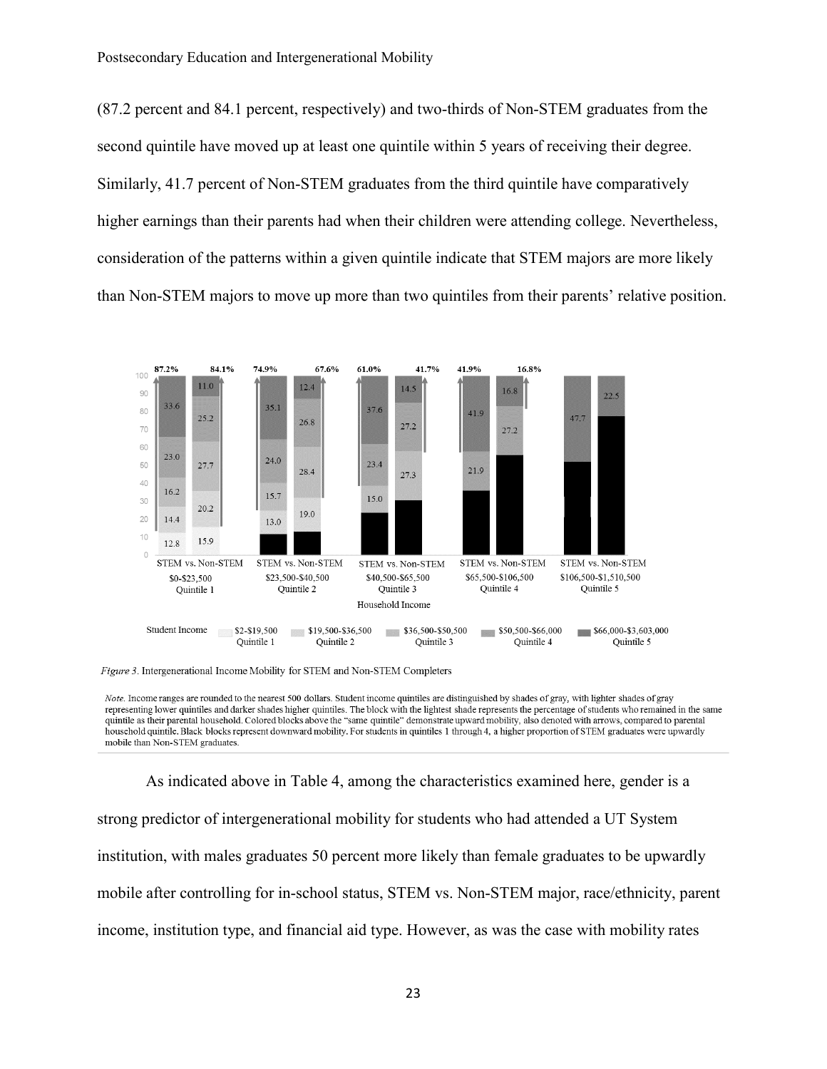(87.2 percent and 84.1 percent, respectively) and two-thirds of Non-STEM graduates from the second quintile have moved up at least one quintile within 5 years of receiving their degree. Similarly, 41.7 percent of Non-STEM graduates from the third quintile have comparatively higher earnings than their parents had when their children were attending college. Nevertheless, consideration of the patterns within a given quintile indicate that STEM majors are more likely than Non-STEM majors to move up more than two quintiles from their parents' relative position.

*Figure 3.* Intergenerational Income Mobility for STEM and Non-STEM Completers

*Note.* Income ranges are rounded to the nearest 500 dollars. Student income quintiles are distinguished by shades of gray, with lighter shades of gray representing lower quintiles and darker shades higher quintiles. The block with the lightest shade represents the percentage of students who remained in the same quintile as their parental household. Colored blocks above the "same quintile" demonstrate upward mobility, also denoted with arrows, compared to parental household quintile. Black blocks represent downward mobility. For students in quintiles 1 through 4, a higher proportion of STEM graduates were upwardly mobile than Non-STEM graduates.

As indicated above in Table 4, among the characteristics examined here, gender is a strong predictor of intergenerational mobility for students who had attended a UT System institution, with males graduates 50 percent more likely than female graduates to be upwardly mobile after controlling for in-school status, STEM vs. Non-STEM major, race/ethnicity, parent income, institution type, and financial aid type. However, as was the case with mobility rates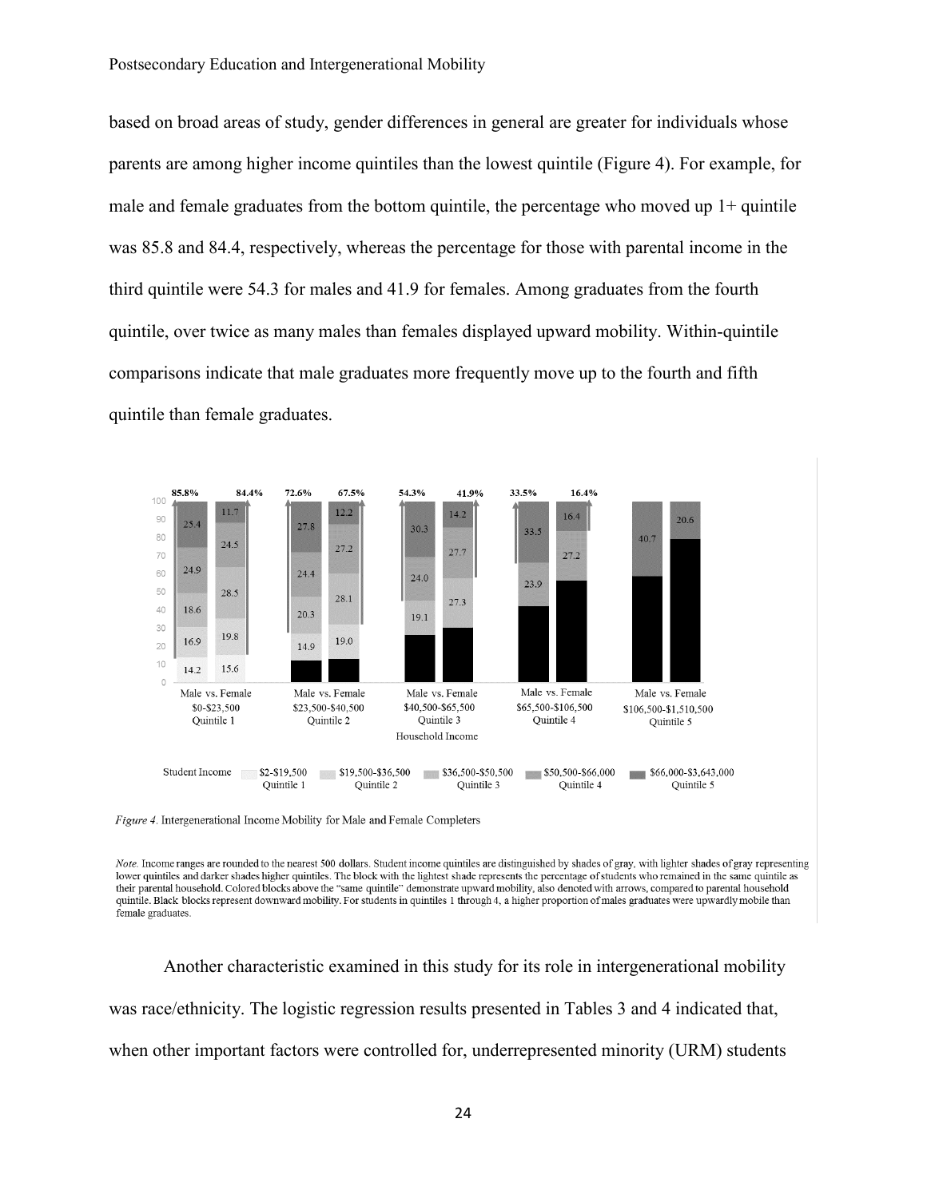based on broad areas of study, gender differences in general are greater for individuals whose parents are among higher income quintiles than the lowest quintile (Figure 4). For example, for male and female graduates from the bottom quintile, the percentage who moved up 1+ quintile was 85.8 and 84.4, respectively, whereas the percentage for those with parental income in the third quintile were 54.3 for males and 41.9 for females. Among graduates from the fourth quintile, over twice as many males than females displayed upward mobility. Within-quintile comparisons indicate that male graduates more frequently move up to the fourth and fifth quintile than female graduates.

*Figure 4.* Intergenerational Income Mobility for Male and Female Completers

*Note.* Income ranges are rounded to the nearest 500 dollars. Student income quintiles are distinguished by shades of gray, with lighter shades of gray representing lower quintiles and darker shades higher quintiles. The block with the lightest shade represents the percentage of students who remained in the same quintile as their parental household. Colored blocks above the "same quintile" demonstrate upward mobility, also denoted with arrows, compared to parental household quintile. Black blocks represent downward mobility. For students in quintiles 1 through 4, a higher proportion of males graduates were upwardly mobile than female graduates.

Another characteristic examined in this study for its role in intergenerational mobility was race/ethnicity. The logistic regression results presented in Tables 3 and 4 indicated that, when other important factors were controlled for, underrepresented minority (URM) students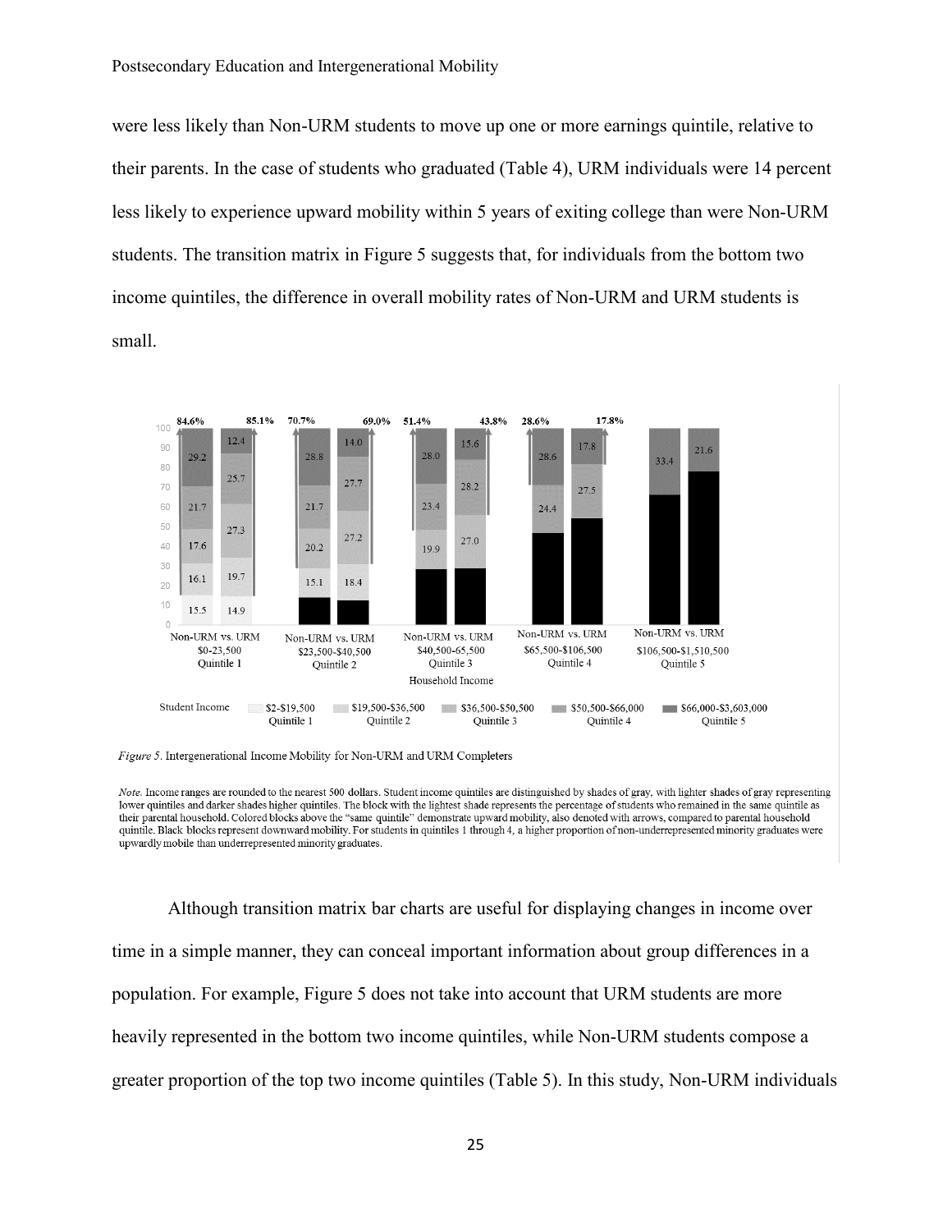were less likely than Non-URM students to move up one or more earnings quintile, relative to their parents. In the case of students who graduated (Table 4), URM individuals were 14 percent less likely to experience upward mobility within 5 years of exiting college than were Non-URM students. The transition matrix in Figure 5 suggests that, for individuals from the bottom two income quintiles, the difference in overall mobility rates of Non-URM and URM students is small.

*Figure 5.* Intergenerational Income Mobility for Non-URM and URM Completers

*Note.* Income ranges are rounded to the nearest 500 dollars. Student income quintiles are distinguished by shades of gray, with lighter shades of gray representing lower quintiles and darker shades higher quintiles. The block with the lightest shade represents the percentage of students who remained in the same quintile as their parental household. Colored blocks above the "same quintile" demonstrate upward mobility, also denoted with arrows, compared to parental household quintile. Black blocks represent downward mobility. For students in quintiles 1 through 4, a higher proportion of non-underrepresented minority graduates were upwardly mobile than underrepresented minority graduates.

Although transition matrix bar charts are useful for displaying changes in income over time in a simple manner, they can conceal important information about group differences in a population. For example, Figure 5 does not take into account that URM students are more heavily represented in the bottom two income quintiles, while Non-URM students compose a greater proportion of the top two income quintiles (Table 5). In this study, Non-URM individuals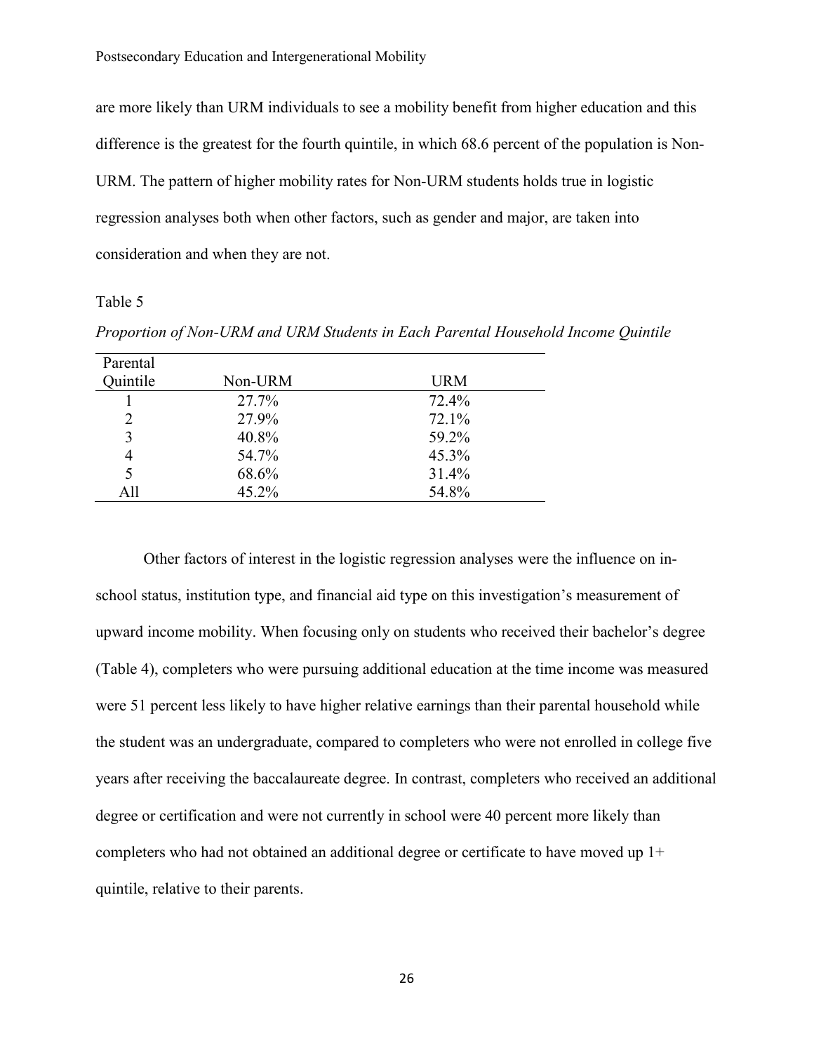are more likely than URM individuals to see a mobility benefit from higher education and this difference is the greatest for the fourth quintile, in which 68.6 percent of the population is Non-URM. The pattern of higher mobility rates for Non-URM students holds true in logistic regression analyses both when other factors, such as gender and major, are taken into consideration and when they are not.

Table 5

*Proportion of Non-URM and URM Students in Each Parental Household Income Quintile*

| Parental Quintile | Non-URM | URM |
|---|---|---|
| 1 | 27.7% | 72.4% |
| 2 | 27.9% | 72.1% |
| 3 | 40.8% | 59.2% |
| 4 | 54.7% | 45.3% |
| 5 | 68.6% | 31.4% |
| All | 45.2% | 54.8% |

Other factors of interest in the logistic regression analyses were the influence on in-school status, institution type, and financial aid type on this investigation's measurement of upward income mobility. When focusing only on students who received their bachelor's degree (Table 4), completers who were pursuing additional education at the time income was measured were 51 percent less likely to have higher relative earnings than their parental household while the student was an undergraduate, compared to completers who were not enrolled in college five years after receiving the baccalaureate degree. In contrast, completers who received an additional degree or certification and were not currently in school were 40 percent more likely than completers who had not obtained an additional degree or certificate to have moved up 1+ quintile, relative to their parents.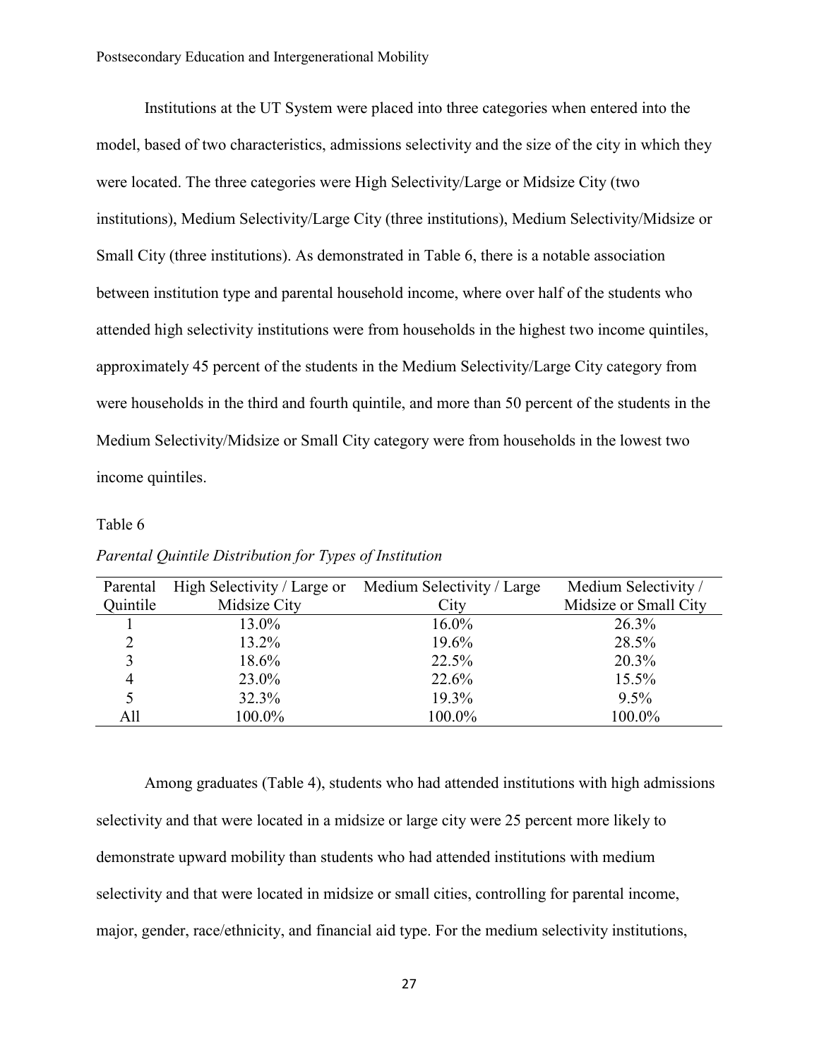Institutions at the UT System were placed into three categories when entered into the model, based of two characteristics, admissions selectivity and the size of the city in which they were located. The three categories were High Selectivity/Large or Midsize City (two institutions), Medium Selectivity/Large City (three institutions), Medium Selectivity/Midsize or Small City (three institutions). As demonstrated in Table 6, there is a notable association between institution type and parental household income, where over half of the students who attended high selectivity institutions were from households in the highest two income quintiles, approximately 45 percent of the students in the Medium Selectivity/Large City category from were households in the third and fourth quintile, and more than 50 percent of the students in the Medium Selectivity/Midsize or Small City category were from households in the lowest two income quintiles.

Table 6

*Parental Quintile Distribution for Types of Institution*

| Parental Quintile | High Selectivity / Large or Midsize City | Medium Selectivity / Large City | Medium Selectivity / Midsize or Small City |
|---|---|---|---|
| 1 | 13.0% | 16.0% | 26.3% |
| 2 | 13.2% | 19.6% | 28.5% |
| 3 | 18.6% | 22.5% | 20.3% |
| 4 | 23.0% | 22.6% | 15.5% |
| 5 | 32.3% | 19.3% | 9.5% |
| All | 100.0% | 100.0% | 100.0% |

Among graduates (Table 4), students who had attended institutions with high admissions selectivity and that were located in a midsize or large city were 25 percent more likely to demonstrate upward mobility than students who had attended institutions with medium selectivity and that were located in midsize or small cities, controlling for parental income, major, gender, race/ethnicity, and financial aid type. For the medium selectivity institutions,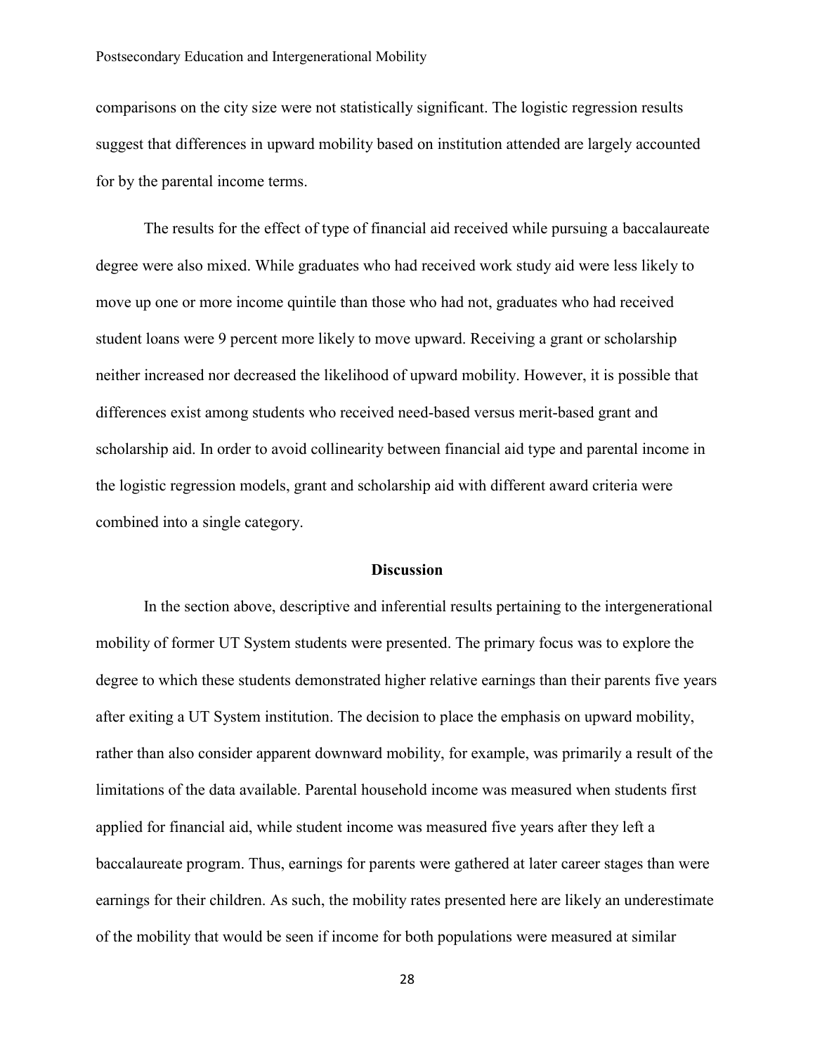comparisons on the city size were not statistically significant. The logistic regression results suggest that differences in upward mobility based on institution attended are largely accounted for by the parental income terms.

The results for the effect of type of financial aid received while pursuing a baccalaureate degree were also mixed. While graduates who had received work study aid were less likely to move up one or more income quintile than those who had not, graduates who had received student loans were 9 percent more likely to move upward. Receiving a grant or scholarship neither increased nor decreased the likelihood of upward mobility. However, it is possible that differences exist among students who received need-based versus merit-based grant and scholarship aid. In order to avoid collinearity between financial aid type and parental income in the logistic regression models, grant and scholarship aid with different award criteria were combined into a single category.

## Discussion

In the section above, descriptive and inferential results pertaining to the intergenerational mobility of former UT System students were presented. The primary focus was to explore the degree to which these students demonstrated higher relative earnings than their parents five years after exiting a UT System institution. The decision to place the emphasis on upward mobility, rather than also consider apparent downward mobility, for example, was primarily a result of the limitations of the data available. Parental household income was measured when students first applied for financial aid, while student income was measured five years after they left a baccalaureate program. Thus, earnings for parents were gathered at later career stages than were earnings for their children. As such, the mobility rates presented here are likely an underestimate of the mobility that would be seen if income for both populations were measured at similar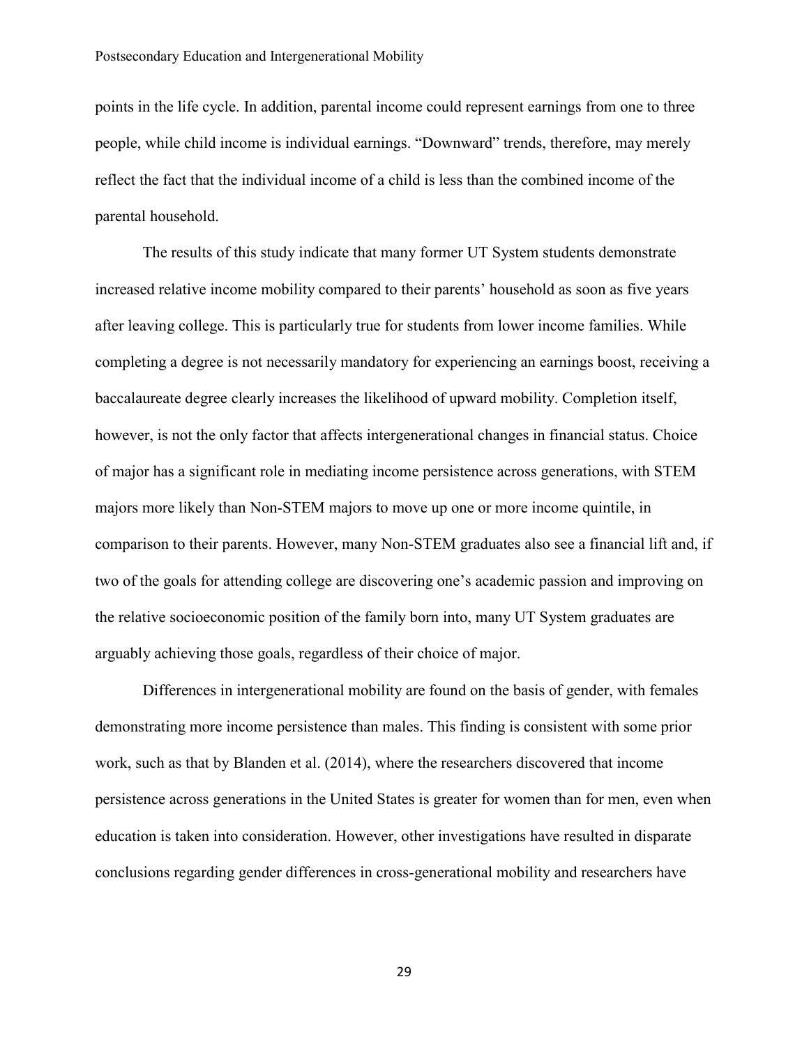points in the life cycle. In addition, parental income could represent earnings from one to three people, while child income is individual earnings. “Downward” trends, therefore, may merely reflect the fact that the individual income of a child is less than the combined income of the parental household.

The results of this study indicate that many former UT System students demonstrate increased relative income mobility compared to their parents’ household as soon as five years after leaving college. This is particularly true for students from lower income families. While completing a degree is not necessarily mandatory for experiencing an earnings boost, receiving a baccalaureate degree clearly increases the likelihood of upward mobility. Completion itself, however, is not the only factor that affects intergenerational changes in financial status. Choice of major has a significant role in mediating income persistence across generations, with STEM majors more likely than Non-STEM majors to move up one or more income quintile, in comparison to their parents. However, many Non-STEM graduates also see a financial lift and, if two of the goals for attending college are discovering one’s academic passion and improving on the relative socioeconomic position of the family born into, many UT System graduates are arguably achieving those goals, regardless of their choice of major.

Differences in intergenerational mobility are found on the basis of gender, with females demonstrating more income persistence than males. This finding is consistent with some prior work, such as that by Blanden et al. (2014), where the researchers discovered that income persistence across generations in the United States is greater for women than for men, even when education is taken into consideration. However, other investigations have resulted in disparate conclusions regarding gender differences in cross-generational mobility and researchers have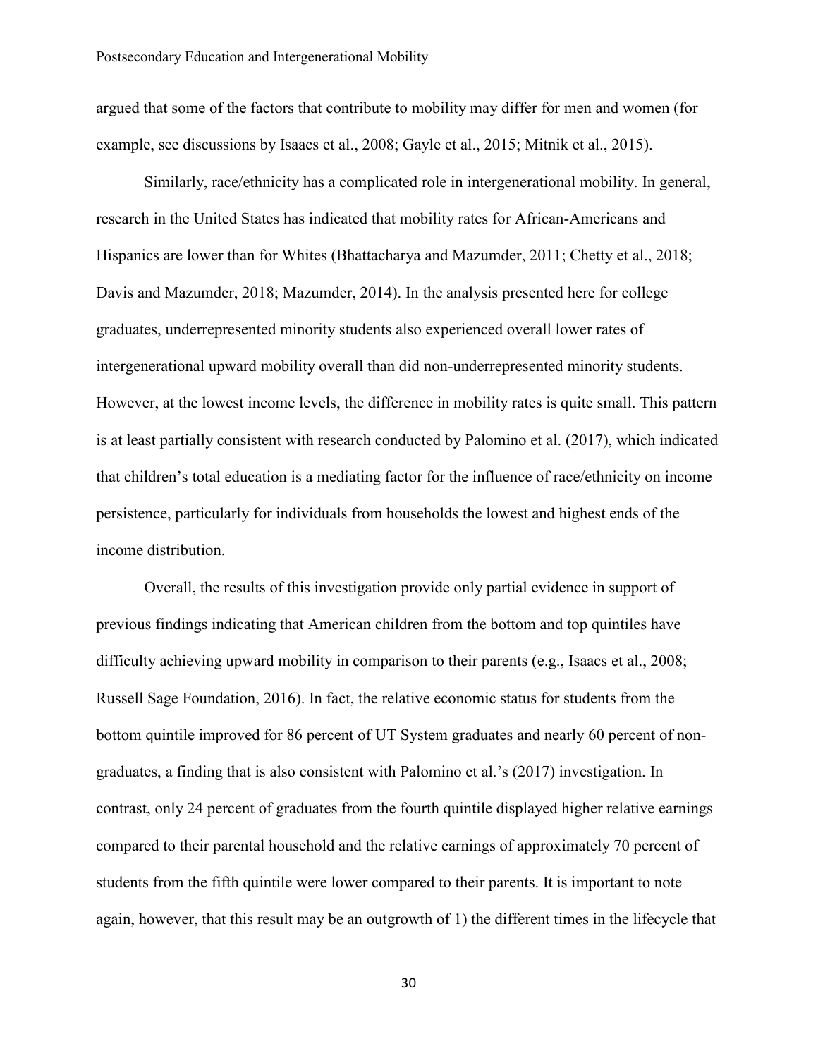argued that some of the factors that contribute to mobility may differ for men and women (for example, see discussions by Isaacs et al., 2008; Gayle et al., 2015; Mitnik et al., 2015).

Similarly, race/ethnicity has a complicated role in intergenerational mobility. In general, research in the United States has indicated that mobility rates for African-Americans and Hispanics are lower than for Whites (Bhattacharya and Mazumder, 2011; Chetty et al., 2018; Davis and Mazumder, 2018; Mazumder, 2014). In the analysis presented here for college graduates, underrepresented minority students also experienced overall lower rates of intergenerational upward mobility overall than did non-underrepresented minority students. However, at the lowest income levels, the difference in mobility rates is quite small. This pattern is at least partially consistent with research conducted by Palomino et al. (2017), which indicated that children's total education is a mediating factor for the influence of race/ethnicity on income persistence, particularly for individuals from households the lowest and highest ends of the income distribution.

Overall, the results of this investigation provide only partial evidence in support of previous findings indicating that American children from the bottom and top quintiles have difficulty achieving upward mobility in comparison to their parents (e.g., Isaacs et al., 2008; Russell Sage Foundation, 2016). In fact, the relative economic status for students from the bottom quintile improved for 86 percent of UT System graduates and nearly 60 percent of non-graduates, a finding that is also consistent with Palomino et al.'s (2017) investigation. In contrast, only 24 percent of graduates from the fourth quintile displayed higher relative earnings compared to their parental household and the relative earnings of approximately 70 percent of students from the fifth quintile were lower compared to their parents. It is important to note again, however, that this result may be an outgrowth of 1) the different times in the lifecycle that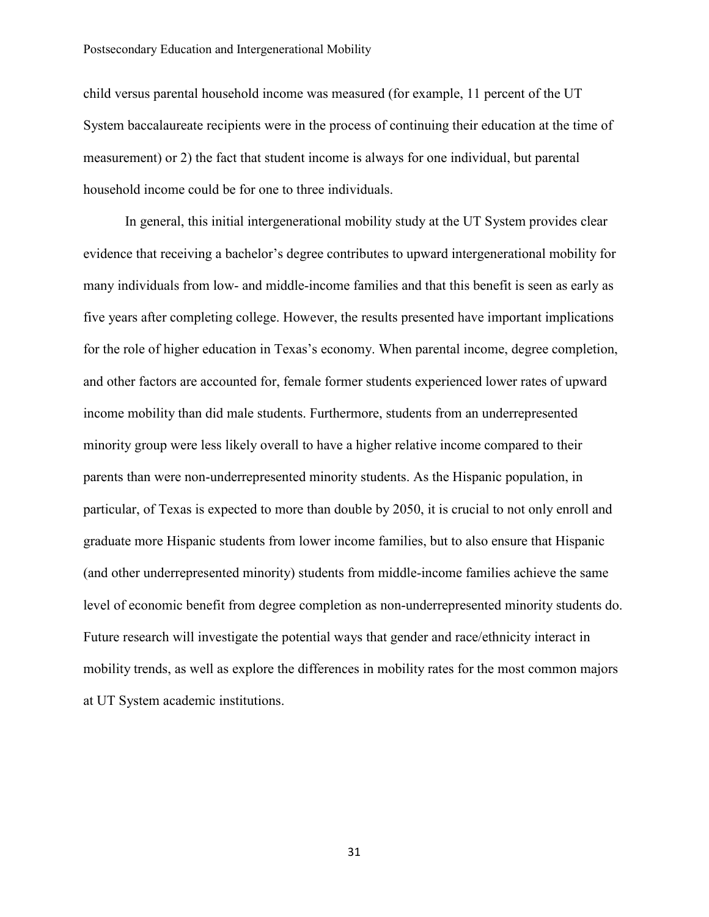child versus parental household income was measured (for example, 11 percent of the UT System baccalaureate recipients were in the process of continuing their education at the time of measurement) or 2) the fact that student income is always for one individual, but parental household income could be for one to three individuals.

In general, this initial intergenerational mobility study at the UT System provides clear evidence that receiving a bachelor's degree contributes to upward intergenerational mobility for many individuals from low- and middle-income families and that this benefit is seen as early as five years after completing college. However, the results presented have important implications for the role of higher education in Texas's economy. When parental income, degree completion, and other factors are accounted for, female former students experienced lower rates of upward income mobility than did male students. Furthermore, students from an underrepresented minority group were less likely overall to have a higher relative income compared to their parents than were non-underrepresented minority students. As the Hispanic population, in particular, of Texas is expected to more than double by 2050, it is crucial to not only enroll and graduate more Hispanic students from lower income families, but to also ensure that Hispanic (and other underrepresented minority) students from middle-income families achieve the same level of economic benefit from degree completion as non-underrepresented minority students do. Future research will investigate the potential ways that gender and race/ethnicity interact in mobility trends, as well as explore the differences in mobility rates for the most common majors at UT System academic institutions.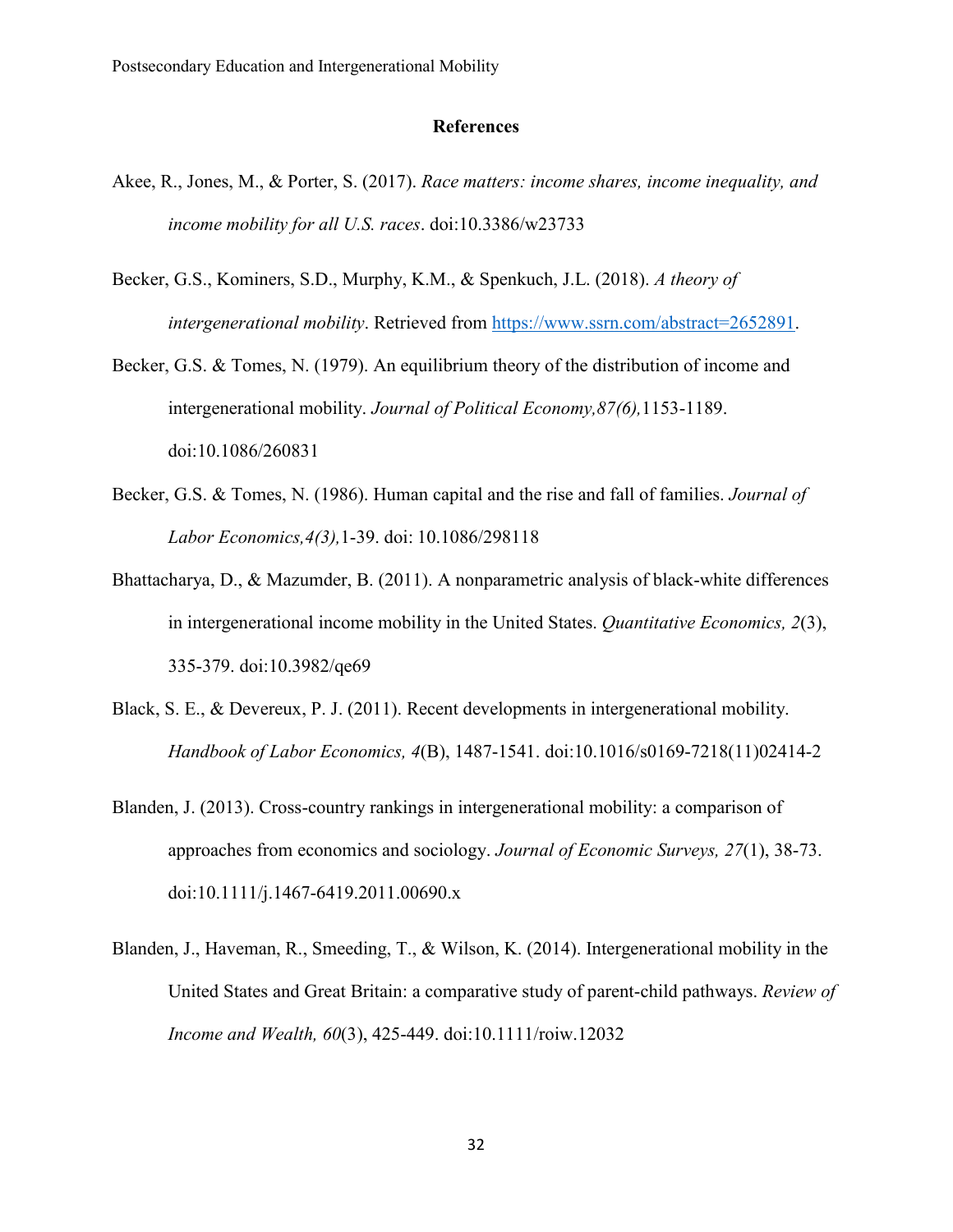## References

Akee, R., Jones, M., & Porter, S. (2017). *Race matters: income shares, income inequality, and income mobility for all U.S. races*. doi:10.3386/w23733

Becker, G.S., Kominers, S.D., Murphy, K.M., & Spenkuch, J.L. (2018). *A theory of intergenerational mobility*. Retrieved from https://www.ssrn.com/abstract=2652891.

Becker, G.S. & Tomes, N. (1979). An equilibrium theory of the distribution of income and intergenerational mobility. *Journal of Political Economy,87(6),*1153-1189. doi:10.1086/260831

Becker, G.S. & Tomes, N. (1986). Human capital and the rise and fall of families. *Journal of Labor Economics,4(3),*1-39. doi: 10.1086/298118

Bhattacharya, D., & Mazumder, B. (2011). A nonparametric analysis of black-white differences in intergenerational income mobility in the United States. *Quantitative Economics, 2*(3), 335-379. doi:10.3982/qe69

Black, S. E., & Devereux, P. J. (2011). Recent developments in intergenerational mobility. *Handbook of Labor Economics, 4*(B), 1487-1541. doi:10.1016/s0169-7218(11)02414-2

Blanden, J. (2013). Cross-country rankings in intergenerational mobility: a comparison of approaches from economics and sociology. *Journal of Economic Surveys, 27*(1), 38-73. doi:10.1111/j.1467-6419.2011.00690.x

Blanden, J., Haveman, R., Smeeding, T., & Wilson, K. (2014). Intergenerational mobility in the United States and Great Britain: a comparative study of parent-child pathways. *Review of Income and Wealth, 60*(3), 425-449. doi:10.1111/roiw.12032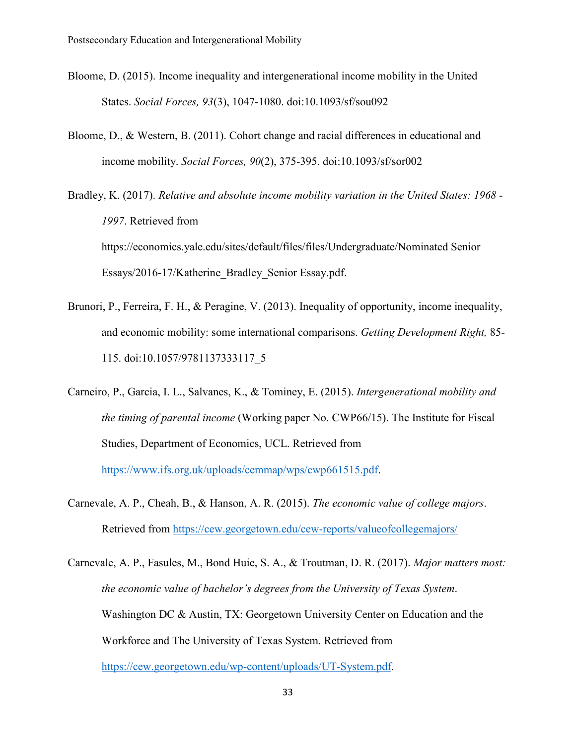Bloome, D. (2015). Income inequality and intergenerational income mobility in the United States. *Social Forces, 93*(3), 1047-1080. doi:10.1093/sf/sou092

Bloome, D., & Western, B. (2011). Cohort change and racial differences in educational and income mobility. *Social Forces, 90*(2), 375-395. doi:10.1093/sf/sor002

Bradley, K. (2017). *Relative and absolute income mobility variation in the United States: 1968 - 1997*. Retrieved from https://economics.yale.edu/sites/default/files/files/Undergraduate/Nominated Senior Essays/2016-17/Katherine_Bradley_Senior Essay.pdf.

Brunori, P., Ferreira, F. H., & Peragine, V. (2013). Inequality of opportunity, income inequality, and economic mobility: some international comparisons. *Getting Development Right,* 85-115. doi:10.1057/9781137333117_5

Carneiro, P., Garcia, I. L., Salvanes, K., & Tominey, E. (2015). *Intergenerational mobility and the timing of parental income* (Working paper No. CWP66/15). The Institute for Fiscal Studies, Department of Economics, UCL. Retrieved from https://www.ifs.org.uk/uploads/cemmap/wps/cwp661515.pdf.

Carnevale, A. P., Cheah, B., & Hanson, A. R. (2015). *The economic value of college majors*. Retrieved from https://cew.georgetown.edu/cew-reports/valueofcollegemajors/

Carnevale, A. P., Fasules, M., Bond Huie, S. A., & Troutman, D. R. (2017). *Major matters most: the economic value of bachelor's degrees from the University of Texas System*. Washington DC & Austin, TX: Georgetown University Center on Education and the Workforce and The University of Texas System. Retrieved from https://cew.georgetown.edu/wp-content/uploads/UT-System.pdf.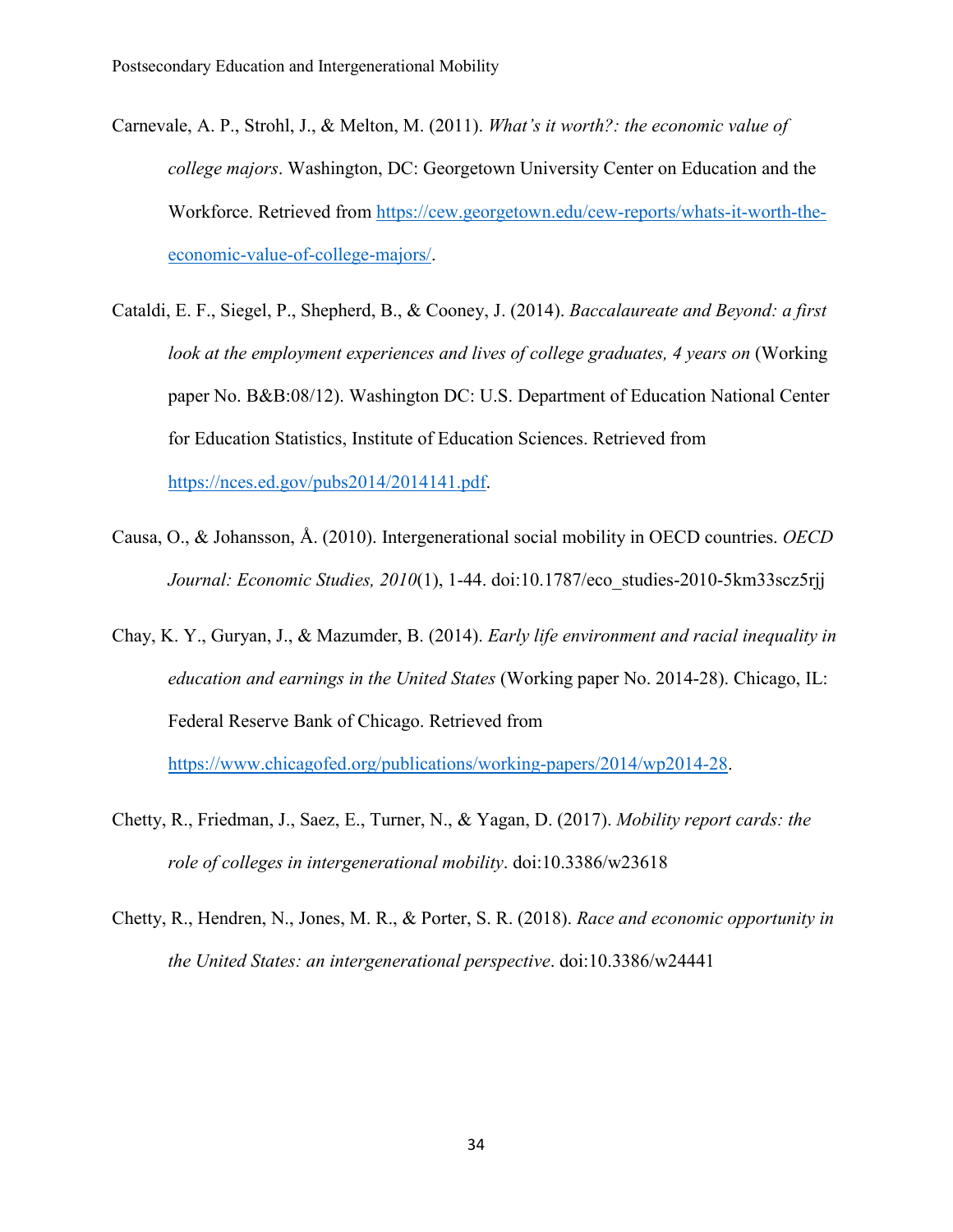Carnevale, A. P., Strohl, J., & Melton, M. (2011). *What's it worth?: the economic value of college majors*. Washington, DC: Georgetown University Center on Education and the Workforce. Retrieved from https://cew.georgetown.edu/cew-reports/whats-it-worth-the-economic-value-of-college-majors/.

Cataldi, E. F., Siegel, P., Shepherd, B., & Cooney, J. (2014). *Baccalaureate and Beyond: a first look at the employment experiences and lives of college graduates, 4 years on* (Working paper No. B&B:08/12). Washington DC: U.S. Department of Education National Center for Education Statistics, Institute of Education Sciences. Retrieved from https://nces.ed.gov/pubs2014/2014141.pdf.

Causa, O., & Johansson, Å. (2010). Intergenerational social mobility in OECD countries. *OECD Journal: Economic Studies, 2010*(1), 1-44. doi:10.1787/eco_studies-2010-5km33scz5rjj

Chay, K. Y., Guryan, J., & Mazumder, B. (2014). *Early life environment and racial inequality in education and earnings in the United States* (Working paper No. 2014-28). Chicago, IL: Federal Reserve Bank of Chicago. Retrieved from https://www.chicagofed.org/publications/working-papers/2014/wp2014-28.

Chetty, R., Friedman, J., Saez, E., Turner, N., & Yagan, D. (2017). *Mobility report cards: the role of colleges in intergenerational mobility*. doi:10.3386/w23618

Chetty, R., Hendren, N., Jones, M. R., & Porter, S. R. (2018). *Race and economic opportunity in the United States: an intergenerational perspective*. doi:10.3386/w24441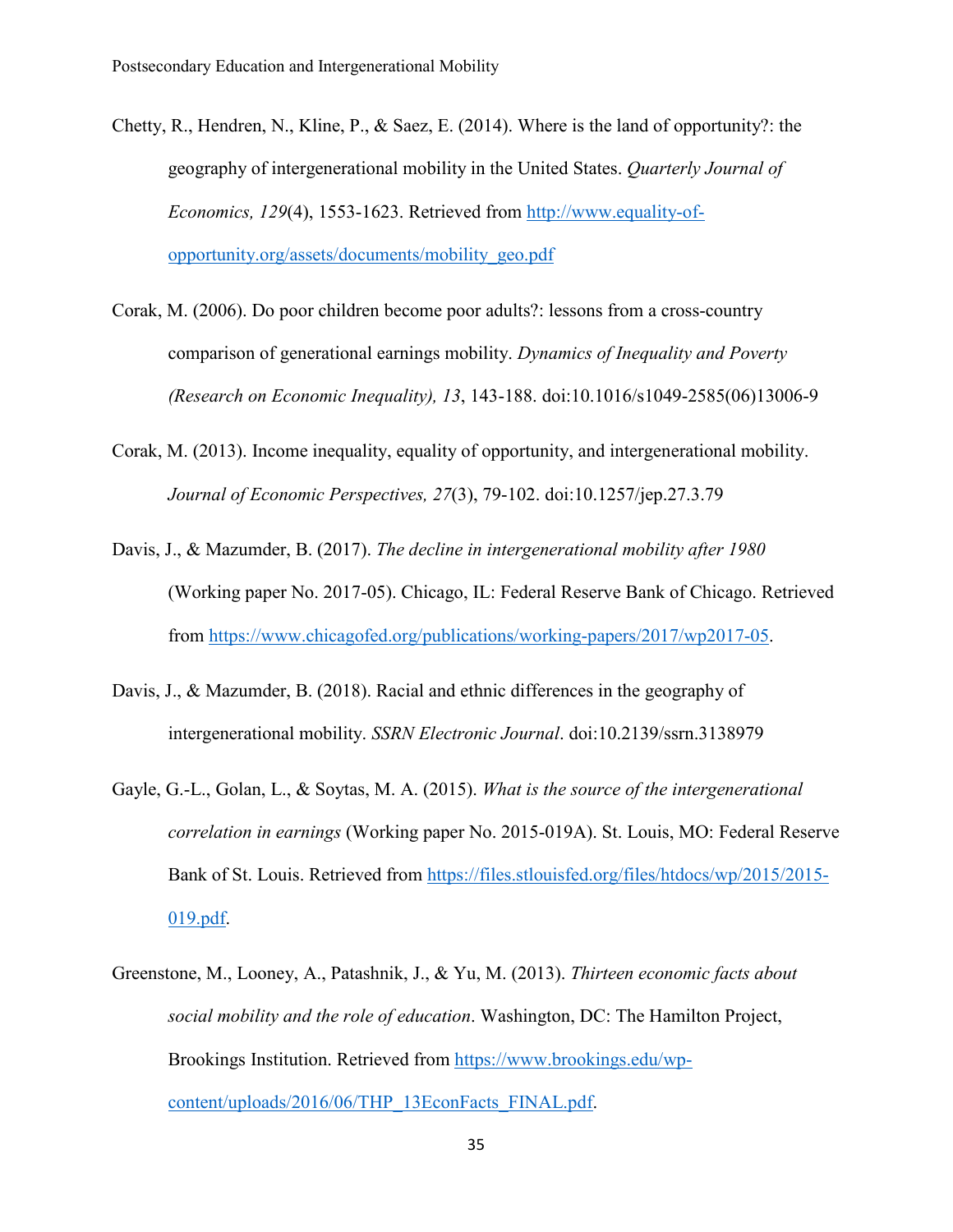Chetty, R., Hendren, N., Kline, P., & Saez, E. (2014). Where is the land of opportunity?: the geography of intergenerational mobility in the United States. *Quarterly Journal of Economics, 129*(4), 1553-1623. Retrieved from http://www.equality-of-opportunity.org/assets/documents/mobility_geo.pdf

Corak, M. (2006). Do poor children become poor adults?: lessons from a cross-country comparison of generational earnings mobility. *Dynamics of Inequality and Poverty (Research on Economic Inequality), 13*, 143-188. doi:10.1016/s1049-2585(06)13006-9

Corak, M. (2013). Income inequality, equality of opportunity, and intergenerational mobility. *Journal of Economic Perspectives, 27*(3), 79-102. doi:10.1257/jep.27.3.79

Davis, J., & Mazumder, B. (2017). *The decline in intergenerational mobility after 1980* (Working paper No. 2017-05). Chicago, IL: Federal Reserve Bank of Chicago. Retrieved from https://www.chicagofed.org/publications/working-papers/2017/wp2017-05.

Davis, J., & Mazumder, B. (2018). Racial and ethnic differences in the geography of intergenerational mobility. *SSRN Electronic Journal*. doi:10.2139/ssrn.3138979

Gayle, G.-L., Golan, L., & Soytas, M. A. (2015). *What is the source of the intergenerational correlation in earnings* (Working paper No. 2015-019A). St. Louis, MO: Federal Reserve Bank of St. Louis. Retrieved from https://files.stlouisfed.org/files/htdocs/wp/2015/2015-019.pdf.

Greenstone, M., Looney, A., Patashnik, J., & Yu, M. (2013). *Thirteen economic facts about social mobility and the role of education*. Washington, DC: The Hamilton Project, Brookings Institution. Retrieved from https://www.brookings.edu/wp-content/uploads/2016/06/THP_13EconFacts_FINAL.pdf.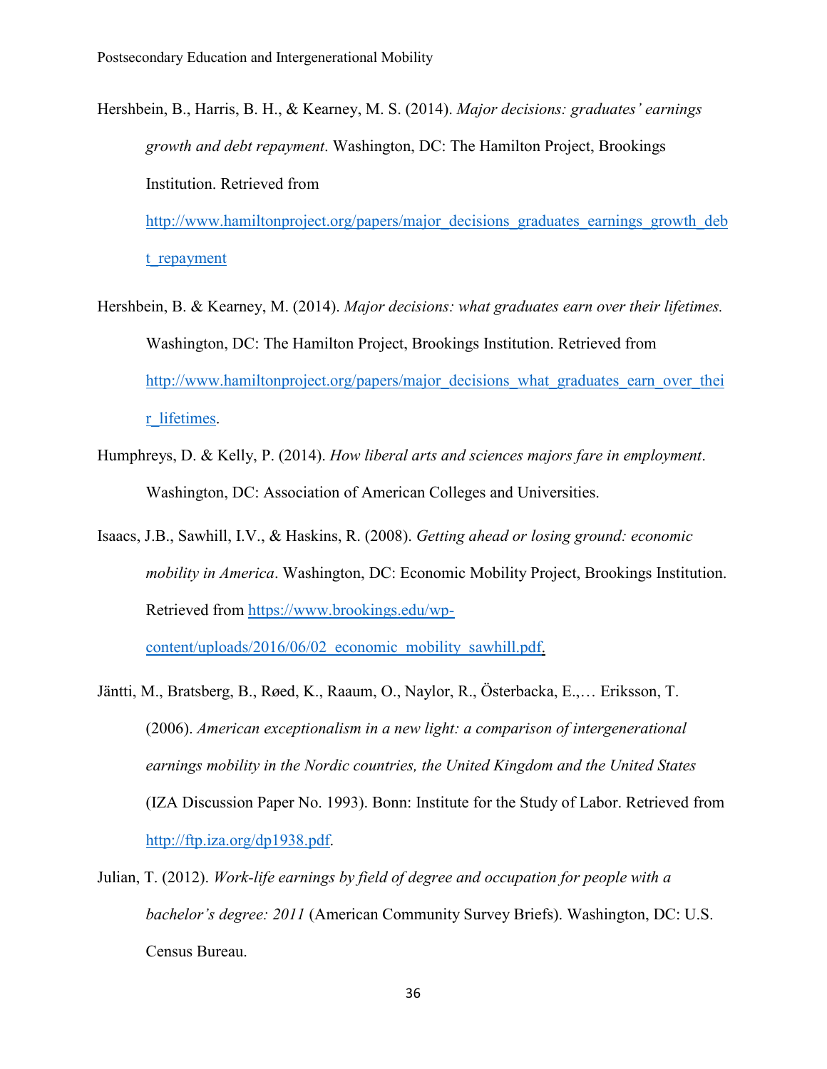Hershbein, B., Harris, B. H., & Kearney, M. S. (2014). *Major decisions: graduates' earnings growth and debt repayment*. Washington, DC: The Hamilton Project, Brookings Institution. Retrieved from http://www.hamiltonproject.org/papers/major_decisions_graduates_earnings_growth_debt_repayment

Hershbein, B. & Kearney, M. (2014). *Major decisions: what graduates earn over their lifetimes.* Washington, DC: The Hamilton Project, Brookings Institution. Retrieved from http://www.hamiltonproject.org/papers/major_decisions_what_graduates_earn_over_their_lifetimes.

Humphreys, D. & Kelly, P. (2014). *How liberal arts and sciences majors fare in employment*. Washington, DC: Association of American Colleges and Universities.

Isaacs, J.B., Sawhill, I.V., & Haskins, R. (2008). *Getting ahead or losing ground: economic mobility in America*. Washington, DC: Economic Mobility Project, Brookings Institution. Retrieved from https://www.brookings.edu/wp-content/uploads/2016/06/02_economic_mobility_sawhill.pdf.

Jäntti, M., Bratsberg, B., Røed, K., Raaum, O., Naylor, R., Österbacka, E.,… Eriksson, T. (2006). *American exceptionalism in a new light: a comparison of intergenerational earnings mobility in the Nordic countries, the United Kingdom and the United States* (IZA Discussion Paper No. 1993). Bonn: Institute for the Study of Labor. Retrieved from http://ftp.iza.org/dp1938.pdf.

Julian, T. (2012). *Work-life earnings by field of degree and occupation for people with a bachelor's degree: 2011* (American Community Survey Briefs). Washington, DC: U.S. Census Bureau.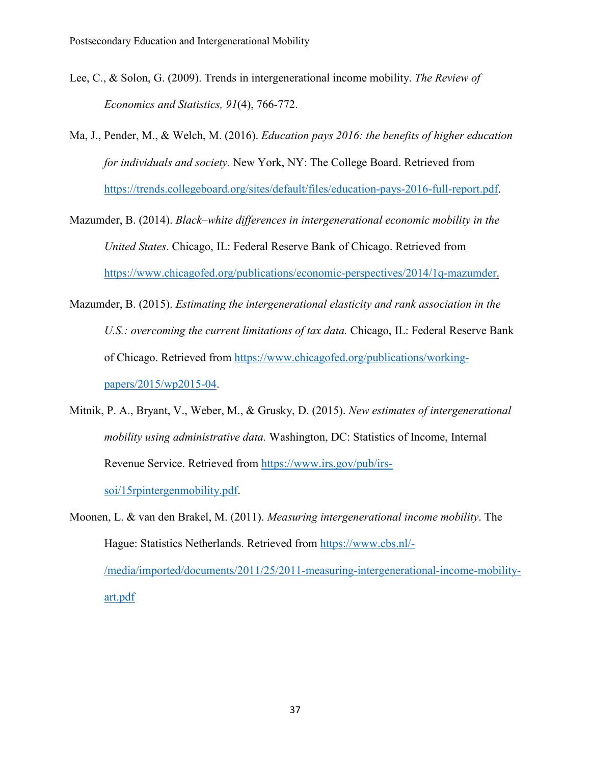Lee, C., & Solon, G. (2009). Trends in intergenerational income mobility. *The Review of Economics and Statistics, 91*(4), 766-772.

Ma, J., Pender, M., & Welch, M. (2016). *Education pays 2016: the benefits of higher education for individuals and society.* New York, NY: The College Board. Retrieved from https://trends.collegeboard.org/sites/default/files/education-pays-2016-full-report.pdf.

Mazumder, B. (2014). *Black–white differences in intergenerational economic mobility in the United States*. Chicago, IL: Federal Reserve Bank of Chicago. Retrieved from https://www.chicagofed.org/publications/economic-perspectives/2014/1q-mazumder.

Mazumder, B. (2015). *Estimating the intergenerational elasticity and rank association in the U.S.: overcoming the current limitations of tax data.* Chicago, IL: Federal Reserve Bank of Chicago. Retrieved from https://www.chicagofed.org/publications/working-papers/2015/wp2015-04.

Mitnik, P. A., Bryant, V., Weber, M., & Grusky, D. (2015). *New estimates of intergenerational mobility using administrative data.* Washington, DC: Statistics of Income, Internal Revenue Service. Retrieved from https://www.irs.gov/pub/irs-soi/15rpintergenmobility.pdf.

Moonen, L. & van den Brakel, M. (2011). *Measuring intergenerational income mobility*. The Hague: Statistics Netherlands. Retrieved from https://www.cbs.nl/-/media/imported/documents/2011/25/2011-measuring-intergenerational-income-mobility-art.pdf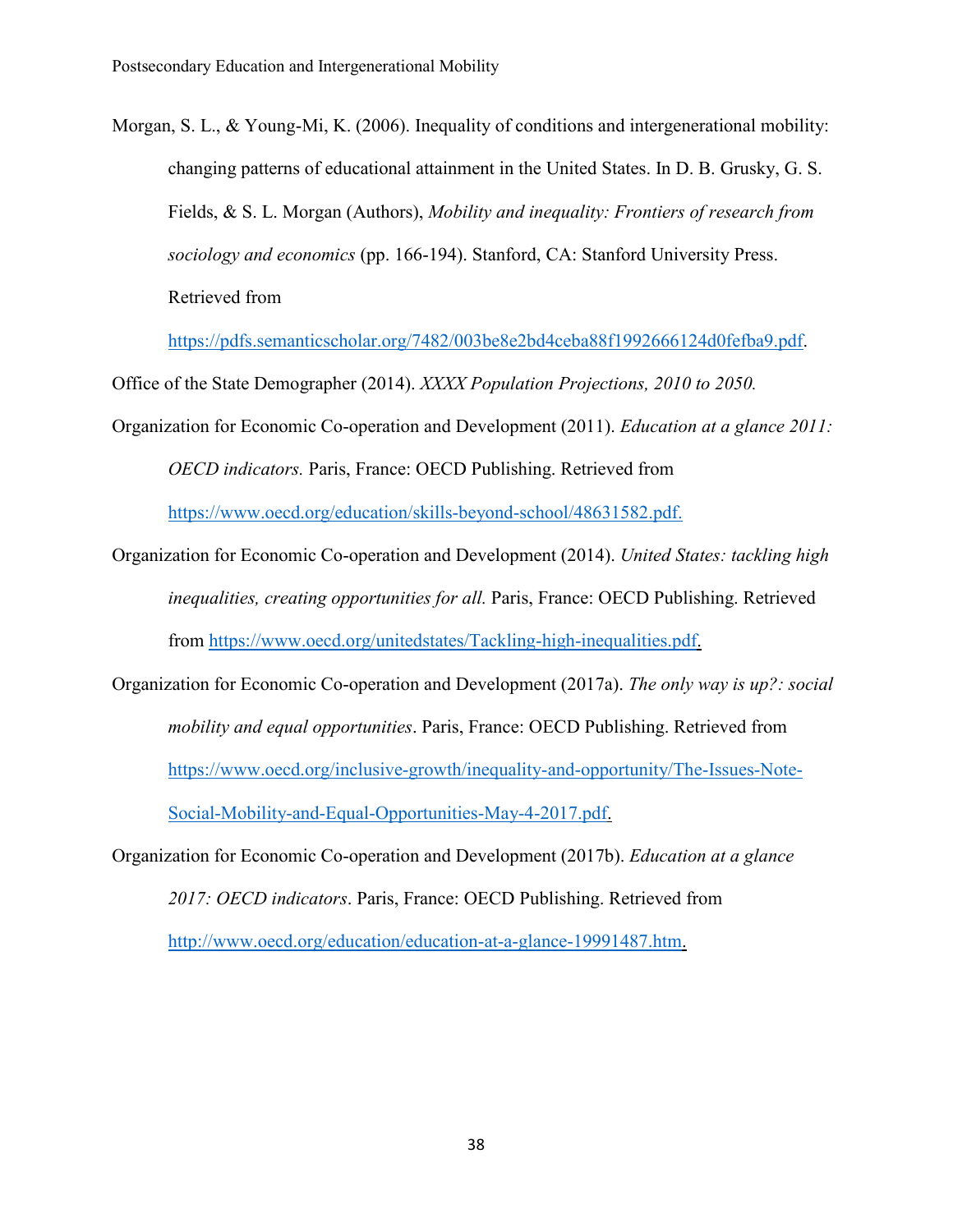Morgan, S. L., & Young-Mi, K. (2006). Inequality of conditions and intergenerational mobility: changing patterns of educational attainment in the United States. In D. B. Grusky, G. S. Fields, & S. L. Morgan (Authors), *Mobility and inequality: Frontiers of research from sociology and economics* (pp. 166-194). Stanford, CA: Stanford University Press. Retrieved from https://pdfs.semanticscholar.org/7482/003be8e2bd4ceba88f1992666124d0fefba9.pdf.

Office of the State Demographer (2014). *XXXX Population Projections, 2010 to 2050.*

Organization for Economic Co-operation and Development (2011). *Education at a glance 2011: OECD indicators.* Paris, France: OECD Publishing. Retrieved from https://www.oecd.org/education/skills-beyond-school/48631582.pdf.

Organization for Economic Co-operation and Development (2014). *United States: tackling high inequalities, creating opportunities for all.* Paris, France: OECD Publishing. Retrieved from https://www.oecd.org/unitedstates/Tackling-high-inequalities.pdf.

Organization for Economic Co-operation and Development (2017a). *The only way is up?: social mobility and equal opportunities*. Paris, France: OECD Publishing. Retrieved from https://www.oecd.org/inclusive-growth/inequality-and-opportunity/The-Issues-Note-Social-Mobility-and-Equal-Opportunities-May-4-2017.pdf.

Organization for Economic Co-operation and Development (2017b). *Education at a glance 2017: OECD indicators*. Paris, France: OECD Publishing. Retrieved from http://www.oecd.org/education/education-at-a-glance-19991487.htm.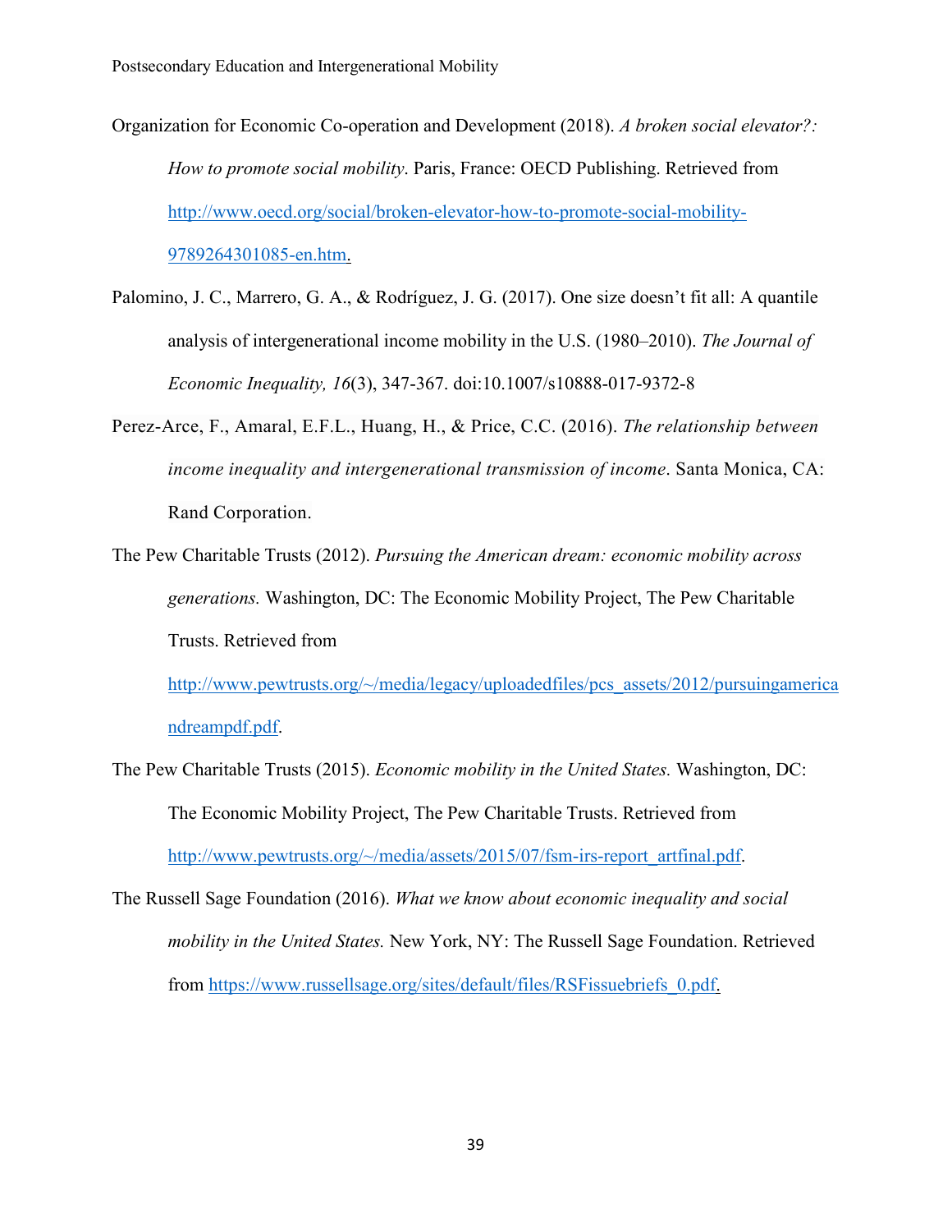Organization for Economic Co-operation and Development (2018). *A broken social elevator?: How to promote social mobility*. Paris, France: OECD Publishing. Retrieved from [http://www.oecd.org/social/broken-elevator-how-to-promote-social-mobility-9789264301085-en.htm](http://www.oecd.org/social/broken-elevator-how-to-promote-social-mobility-9789264301085-en.htm).

Palomino, J. C., Marrero, G. A., & Rodríguez, J. G. (2017). One size doesn't fit all: A quantile analysis of intergenerational income mobility in the U.S. (1980–2010). *The Journal of Economic Inequality, 16*(3), 347-367. doi:10.1007/s10888-017-9372-8

Perez-Arce, F., Amaral, E.F.L., Huang, H., & Price, C.C. (2016). *The relationship between income inequality and intergenerational transmission of income*. Santa Monica, CA: Rand Corporation.

The Pew Charitable Trusts (2012). *Pursuing the American dream: economic mobility across generations.* Washington, DC: The Economic Mobility Project, The Pew Charitable Trusts. Retrieved from [http://www.pewtrusts.org/~/media/legacy/uploadedfiles/pcs_assets/2012/pursuingamericandreampdf.pdf](http://www.pewtrusts.org/~/media/legacy/uploadedfiles/pcs_assets/2012/pursuingamericandreampdf.pdf).

The Pew Charitable Trusts (2015). *Economic mobility in the United States.* Washington, DC: The Economic Mobility Project, The Pew Charitable Trusts. Retrieved from [http://www.pewtrusts.org/~/media/assets/2015/07/fsm-irs-report_artfinal.pdf](http://www.pewtrusts.org/~/media/assets/2015/07/fsm-irs-report_artfinal.pdf).

The Russell Sage Foundation (2016). *What we know about economic inequality and social mobility in the United States.* New York, NY: The Russell Sage Foundation. Retrieved from [https://www.russellsage.org/sites/default/files/RSFissuebriefs_0.pdf](https://www.russellsage.org/sites/default/files/RSFissuebriefs_0.pdf).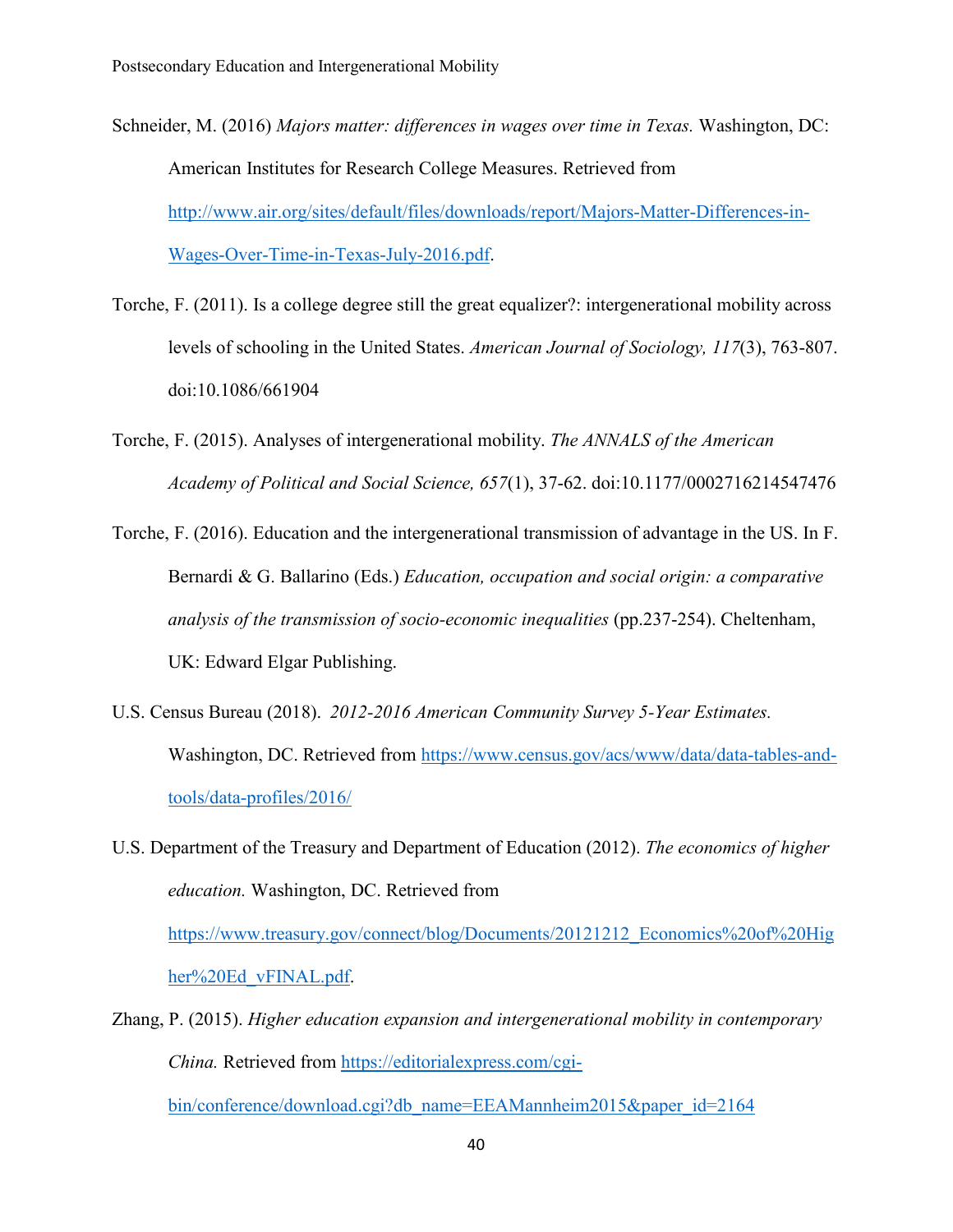Schneider, M. (2016) *Majors matter: differences in wages over time in Texas.* Washington, DC: American Institutes for Research College Measures. Retrieved from http://www.air.org/sites/default/files/downloads/report/Majors-Matter-Differences-in-Wages-Over-Time-in-Texas-July-2016.pdf.

Torche, F. (2011). Is a college degree still the great equalizer?: intergenerational mobility across levels of schooling in the United States. *American Journal of Sociology, 117*(3), 763-807. doi:10.1086/661904

Torche, F. (2015). Analyses of intergenerational mobility. *The ANNALS of the American Academy of Political and Social Science, 657*(1), 37-62. doi:10.1177/0002716214547476

Torche, F. (2016). Education and the intergenerational transmission of advantage in the US. In F. Bernardi & G. Ballarino (Eds.) *Education, occupation and social origin: a comparative analysis of the transmission of socio-economic inequalities* (pp.237-254). Cheltenham, UK: Edward Elgar Publishing.

U.S. Census Bureau (2018). *2012-2016 American Community Survey 5-Year Estimates.* Washington, DC. Retrieved from https://www.census.gov/acs/www/data/data-tables-and-tools/data-profiles/2016/

U.S. Department of the Treasury and Department of Education (2012). *The economics of higher education.* Washington, DC. Retrieved from https://www.treasury.gov/connect/blog/Documents/20121212_Economics%20of%20Higher%20Ed_vFINAL.pdf.

Zhang, P. (2015). *Higher education expansion and intergenerational mobility in contemporary China.* Retrieved from https://editorialexpress.com/cgi-bin/conference/download.cgi?db_name=EEAMannheim2015&paper_id=2164